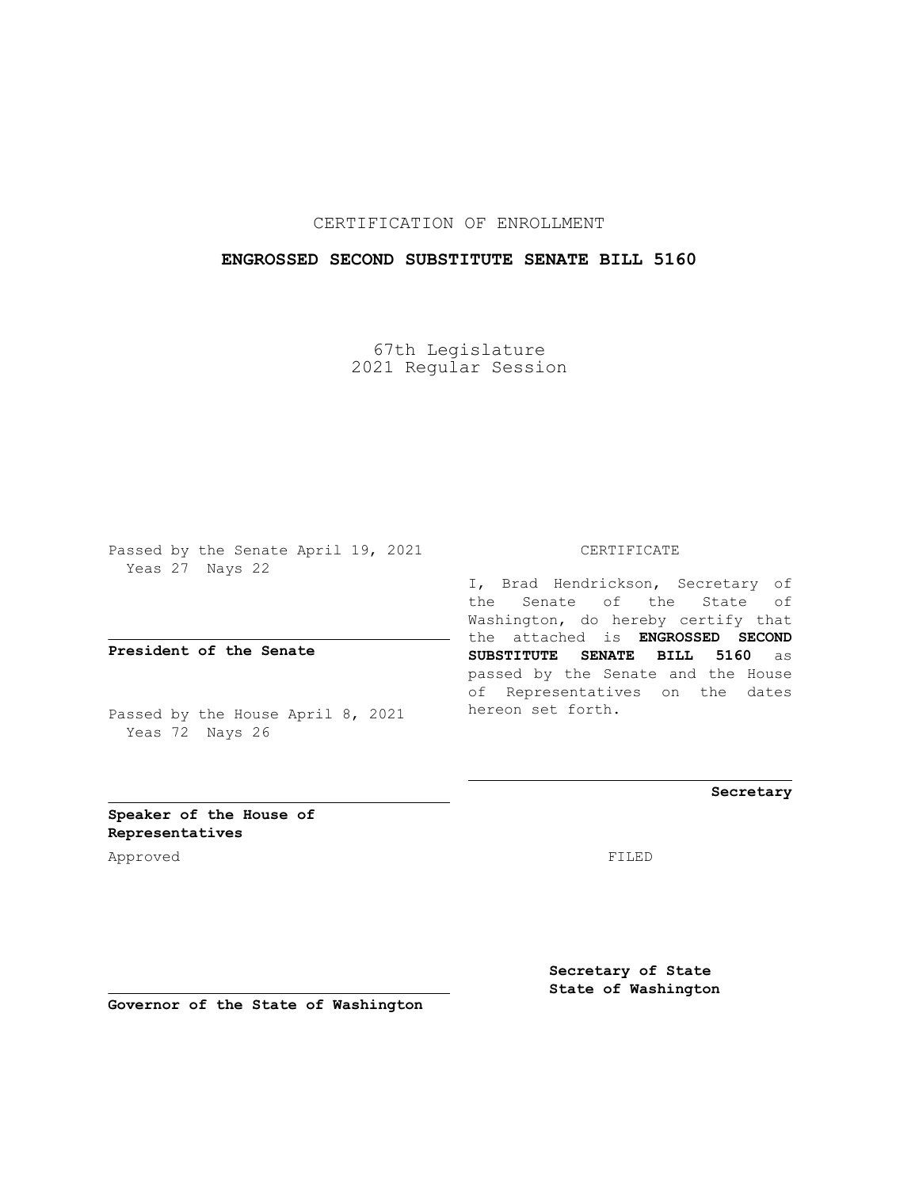CERTIFICATION OF ENROLLMENT

**ENGROSSED SECOND SUBSTITUTE SENATE BILL 5160**

67th Legislature
2021 Regular Session

Passed by the Senate April 19, 2021
Yeas 27 Nays 22

**President of the Senate**

Passed by the House April 8, 2021
Yeas 72 Nays 26

**Speaker of the House of Representatives**

Approved

**Governor of the State of Washington**

CERTIFICATE

I, Brad Hendrickson, Secretary of the Senate of the State of Washington, do hereby certify that the attached is **ENGROSSED SECOND SUBSTITUTE SENATE BILL 5160** as passed by the Senate and the House of Representatives on the dates hereon set forth.

**Secretary**

FILED

**Secretary of State**
**State of Washington**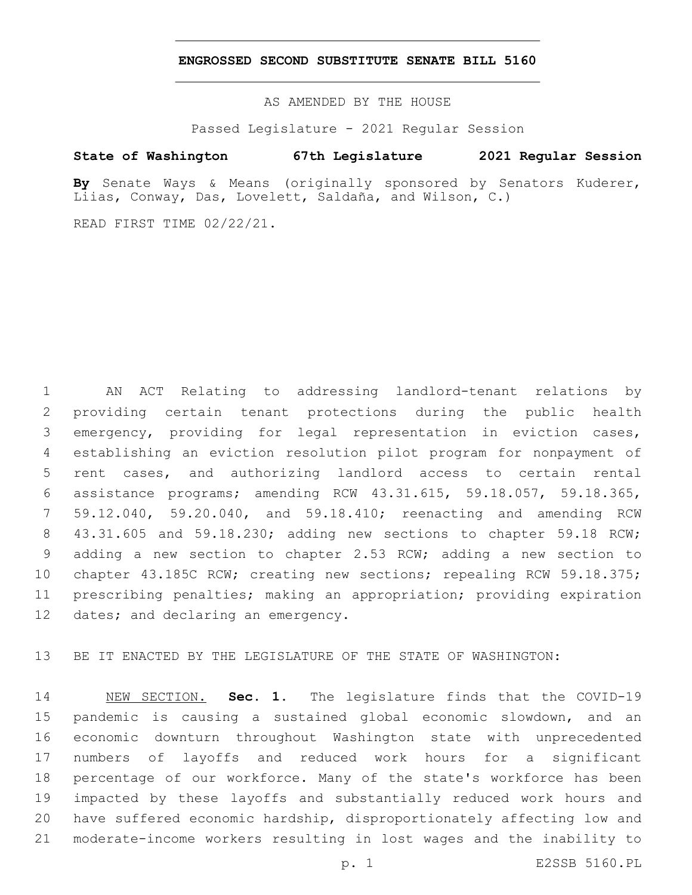# ENGROSSED SECOND SUBSTITUTE SENATE BILL 5160

AS AMENDED BY THE HOUSE

Passed Legislature - 2021 Regular Session

**State of Washington 67th Legislature 2021 Regular Session**

**By** Senate Ways & Means (originally sponsored by Senators Kuderer, Liias, Conway, Das, Lovelett, Saldaña, and Wilson, C.)

READ FIRST TIME 02/22/21.

AN ACT Relating to addressing landlord-tenant relations by providing certain tenant protections during the public health emergency, providing for legal representation in eviction cases, establishing an eviction resolution pilot program for nonpayment of rent cases, and authorizing landlord access to certain rental assistance programs; amending RCW 43.31.615, 59.18.057, 59.18.365, 59.12.040, 59.20.040, and 59.18.410; reenacting and amending RCW 43.31.605 and 59.18.230; adding new sections to chapter 59.18 RCW; adding a new section to chapter 2.53 RCW; adding a new section to chapter 43.185C RCW; creating new sections; repealing RCW 59.18.375; prescribing penalties; making an appropriation; providing expiration dates; and declaring an emergency.

BE IT ENACTED BY THE LEGISLATURE OF THE STATE OF WASHINGTON:

NEW SECTION. **Sec. 1.** The legislature finds that the COVID-19 pandemic is causing a sustained global economic slowdown, and an economic downturn throughout Washington state with unprecedented numbers of layoffs and reduced work hours for a significant percentage of our workforce. Many of the state's workforce has been impacted by these layoffs and substantially reduced work hours and have suffered economic hardship, disproportionately affecting low and moderate-income workers resulting in lost wages and the inability to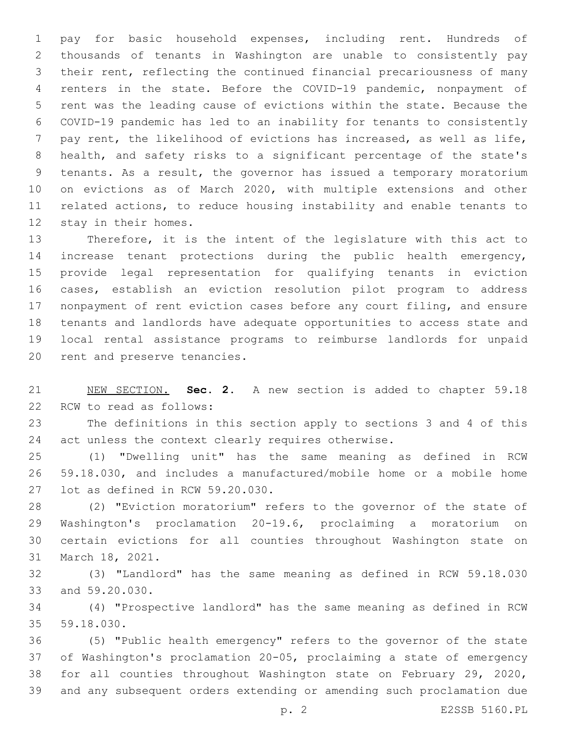pay for basic household expenses, including rent. Hundreds of thousands of tenants in Washington are unable to consistently pay their rent, reflecting the continued financial precariousness of many renters in the state. Before the COVID-19 pandemic, nonpayment of rent was the leading cause of evictions within the state. Because the COVID-19 pandemic has led to an inability for tenants to consistently pay rent, the likelihood of evictions has increased, as well as life, health, and safety risks to a significant percentage of the state's tenants. As a result, the governor has issued a temporary moratorium on evictions as of March 2020, with multiple extensions and other related actions, to reduce housing instability and enable tenants to stay in their homes.

Therefore, it is the intent of the legislature with this act to increase tenant protections during the public health emergency, provide legal representation for qualifying tenants in eviction cases, establish an eviction resolution pilot program to address nonpayment of rent eviction cases before any court filing, and ensure tenants and landlords have adequate opportunities to access state and local rental assistance programs to reimburse landlords for unpaid rent and preserve tenancies.

NEW SECTION. **Sec. 2.** A new section is added to chapter 59.18 RCW to read as follows:

The definitions in this section apply to sections 3 and 4 of this act unless the context clearly requires otherwise.

(1) "Dwelling unit" has the same meaning as defined in RCW 59.18.030, and includes a manufactured/mobile home or a mobile home lot as defined in RCW 59.20.030.

(2) "Eviction moratorium" refers to the governor of the state of Washington's proclamation 20-19.6, proclaiming a moratorium on certain evictions for all counties throughout Washington state on March 18, 2021.

(3) "Landlord" has the same meaning as defined in RCW 59.18.030 and 59.20.030.

(4) "Prospective landlord" has the same meaning as defined in RCW 59.18.030.

(5) "Public health emergency" refers to the governor of the state of Washington's proclamation 20-05, proclaiming a state of emergency for all counties throughout Washington state on February 29, 2020, and any subsequent orders extending or amending such proclamation due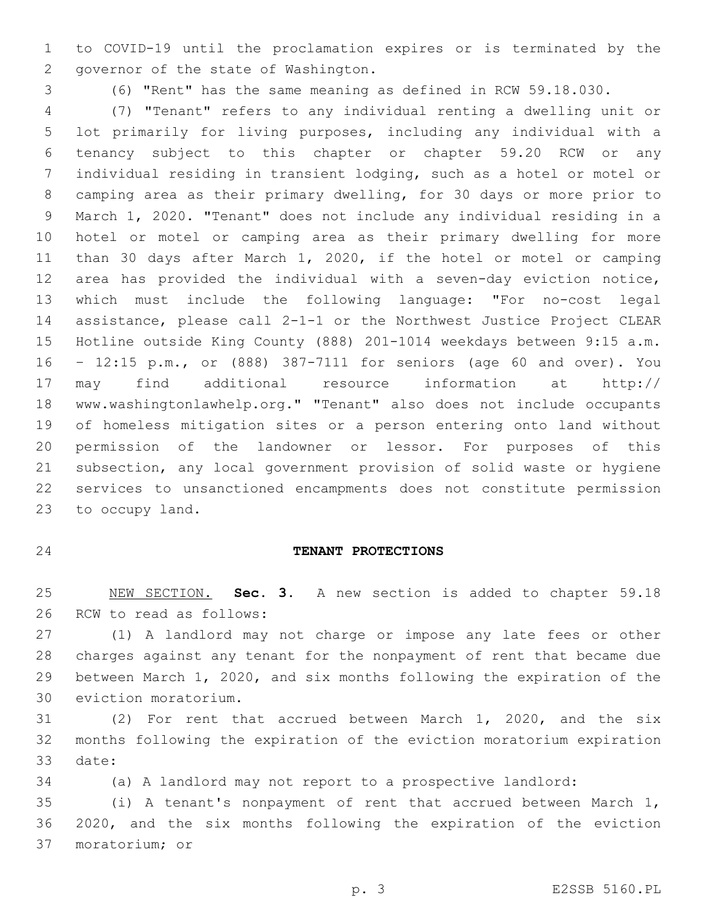to COVID-19 until the proclamation expires or is terminated by the governor of the state of Washington.

(6) "Rent" has the same meaning as defined in RCW 59.18.030.

(7) "Tenant" refers to any individual renting a dwelling unit or lot primarily for living purposes, including any individual with a tenancy subject to this chapter or chapter 59.20 RCW or any individual residing in transient lodging, such as a hotel or motel or camping area as their primary dwelling, for 30 days or more prior to March 1, 2020. "Tenant" does not include any individual residing in a hotel or motel or camping area as their primary dwelling for more than 30 days after March 1, 2020, if the hotel or motel or camping area has provided the individual with a seven-day eviction notice, which must include the following language: "For no-cost legal assistance, please call 2-1-1 or the Northwest Justice Project CLEAR Hotline outside King County (888) 201-1014 weekdays between 9:15 a.m. – 12:15 p.m., or (888) 387-7111 for seniors (age 60 and over). You may find additional resource information at http://www.washingtonlawhelp.org." "Tenant" also does not include occupants of homeless mitigation sites or a person entering onto land without permission of the landowner or lessor. For purposes of this subsection, any local government provision of solid waste or hygiene services to unsanctioned encampments does not constitute permission to occupy land.

**TENANT PROTECTIONS**

NEW SECTION. **Sec. 3.** A new section is added to chapter 59.18 RCW to read as follows:

(1) A landlord may not charge or impose any late fees or other charges against any tenant for the nonpayment of rent that became due between March 1, 2020, and six months following the expiration of the eviction moratorium.

(2) For rent that accrued between March 1, 2020, and the six months following the expiration of the eviction moratorium expiration date:

(a) A landlord may not report to a prospective landlord:

(i) A tenant's nonpayment of rent that accrued between March 1, 2020, and the six months following the expiration of the eviction moratorium; or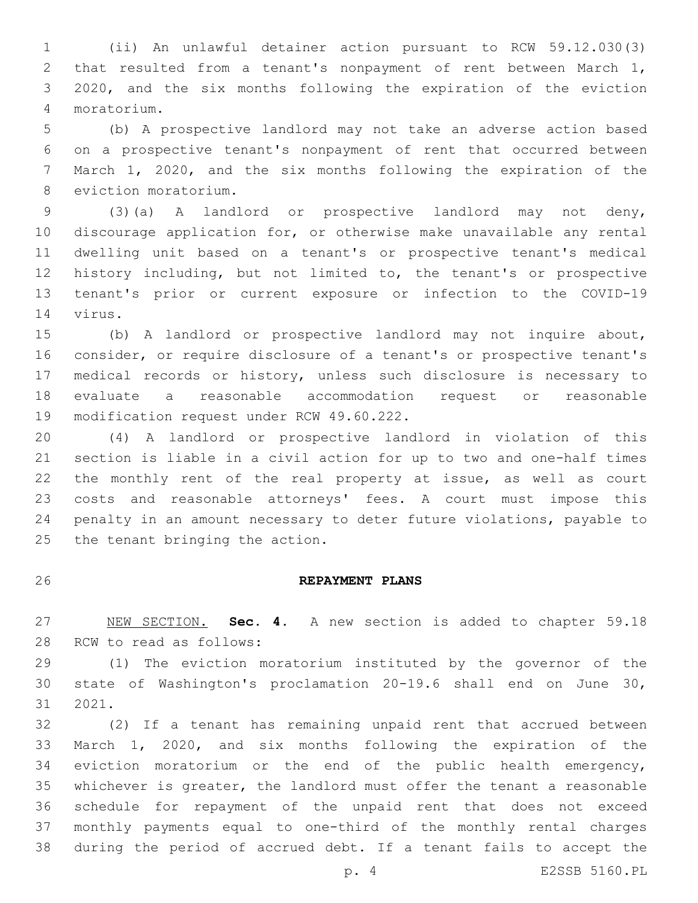(ii) An unlawful detainer action pursuant to RCW 59.12.030(3) that resulted from a tenant's nonpayment of rent between March 1, 2020, and the six months following the expiration of the eviction moratorium.

(b) A prospective landlord may not take an adverse action based on a prospective tenant's nonpayment of rent that occurred between March 1, 2020, and the six months following the expiration of the eviction moratorium.

(3)(a) A landlord or prospective landlord may not deny, discourage application for, or otherwise make unavailable any rental dwelling unit based on a tenant's or prospective tenant's medical history including, but not limited to, the tenant's or prospective tenant's prior or current exposure or infection to the COVID-19 virus.

(b) A landlord or prospective landlord may not inquire about, consider, or require disclosure of a tenant's or prospective tenant's medical records or history, unless such disclosure is necessary to evaluate a reasonable accommodation request or reasonable modification request under RCW 49.60.222.

(4) A landlord or prospective landlord in violation of this section is liable in a civil action for up to two and one-half times the monthly rent of the real property at issue, as well as court costs and reasonable attorneys' fees. A court must impose this penalty in an amount necessary to deter future violations, payable to the tenant bringing the action.

## REPAYMENT PLANS

NEW SECTION. **Sec. 4.** A new section is added to chapter 59.18 RCW to read as follows:

(1) The eviction moratorium instituted by the governor of the state of Washington's proclamation 20-19.6 shall end on June 30, 2021.

(2) If a tenant has remaining unpaid rent that accrued between March 1, 2020, and six months following the expiration of the eviction moratorium or the end of the public health emergency, whichever is greater, the landlord must offer the tenant a reasonable schedule for repayment of the unpaid rent that does not exceed monthly payments equal to one-third of the monthly rental charges during the period of accrued debt. If a tenant fails to accept the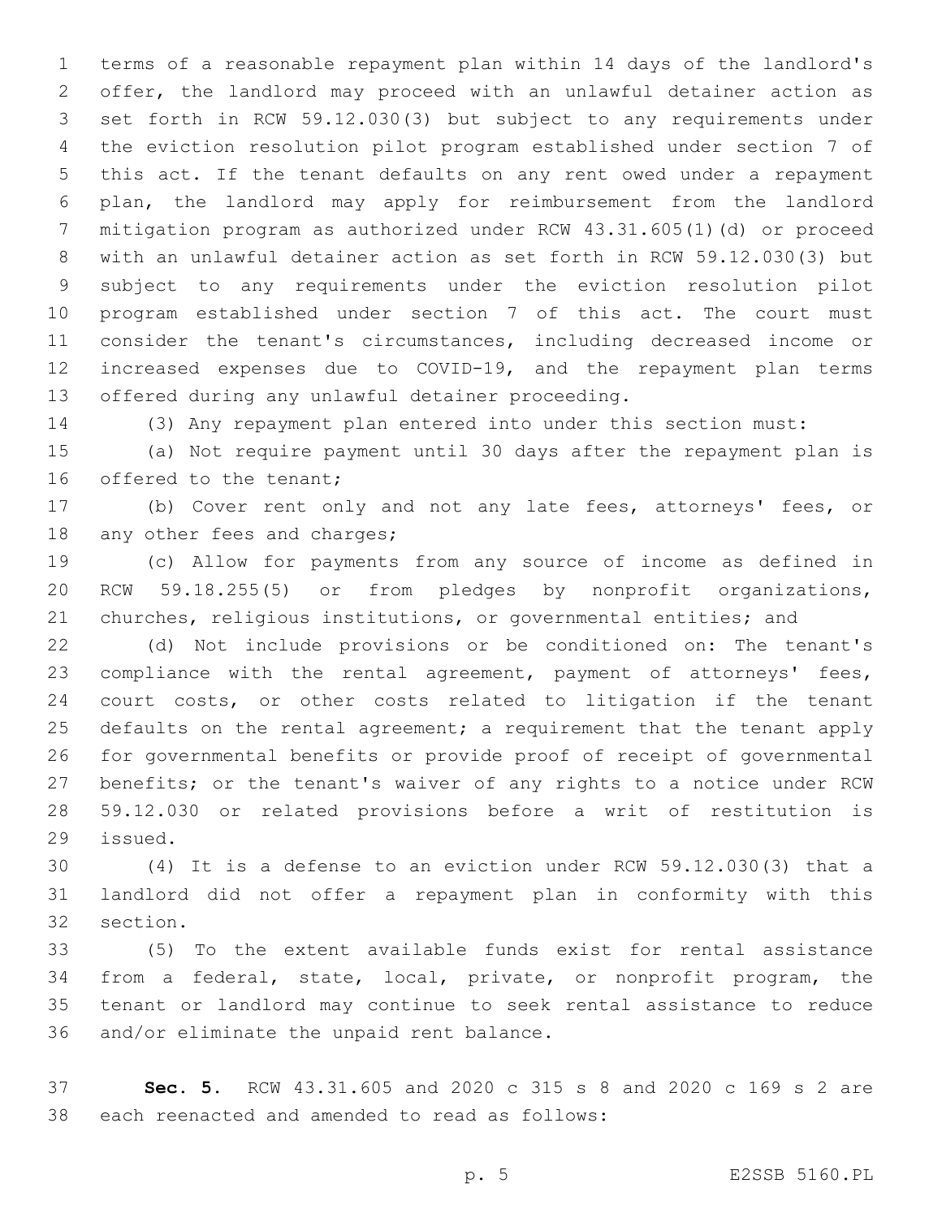terms of a reasonable repayment plan within 14 days of the landlord's offer, the landlord may proceed with an unlawful detainer action as set forth in RCW 59.12.030(3) but subject to any requirements under the eviction resolution pilot program established under section 7 of this act. If the tenant defaults on any rent owed under a repayment plan, the landlord may apply for reimbursement from the landlord mitigation program as authorized under RCW 43.31.605(1)(d) or proceed with an unlawful detainer action as set forth in RCW 59.12.030(3) but subject to any requirements under the eviction resolution pilot program established under section 7 of this act. The court must consider the tenant's circumstances, including decreased income or increased expenses due to COVID-19, and the repayment plan terms offered during any unlawful detainer proceeding.

(3) Any repayment plan entered into under this section must:

(a) Not require payment until 30 days after the repayment plan is offered to the tenant;

(b) Cover rent only and not any late fees, attorneys' fees, or any other fees and charges;

(c) Allow for payments from any source of income as defined in RCW 59.18.255(5) or from pledges by nonprofit organizations, churches, religious institutions, or governmental entities; and

(d) Not include provisions or be conditioned on: The tenant's compliance with the rental agreement, payment of attorneys' fees, court costs, or other costs related to litigation if the tenant defaults on the rental agreement; a requirement that the tenant apply for governmental benefits or provide proof of receipt of governmental benefits; or the tenant's waiver of any rights to a notice under RCW 59.12.030 or related provisions before a writ of restitution is issued.

(4) It is a defense to an eviction under RCW 59.12.030(3) that a landlord did not offer a repayment plan in conformity with this section.

(5) To the extent available funds exist for rental assistance from a federal, state, local, private, or nonprofit program, the tenant or landlord may continue to seek rental assistance to reduce and/or eliminate the unpaid rent balance.

**Sec. 5.** RCW 43.31.605 and 2020 c 315 s 8 and 2020 c 169 s 2 are each reenacted and amended to read as follows: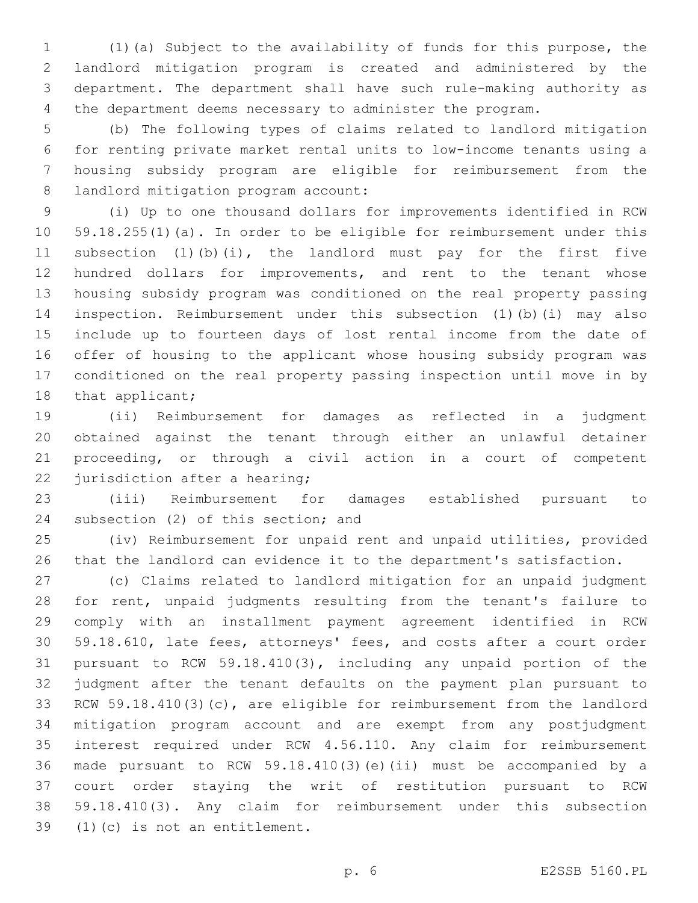(1)(a) Subject to the availability of funds for this purpose, the landlord mitigation program is created and administered by the department. The department shall have such rule-making authority as the department deems necessary to administer the program.

(b) The following types of claims related to landlord mitigation for renting private market rental units to low-income tenants using a housing subsidy program are eligible for reimbursement from the landlord mitigation program account:

(i) Up to one thousand dollars for improvements identified in RCW 59.18.255(1)(a). In order to be eligible for reimbursement under this subsection (1)(b)(i), the landlord must pay for the first five hundred dollars for improvements, and rent to the tenant whose housing subsidy program was conditioned on the real property passing inspection. Reimbursement under this subsection (1)(b)(i) may also include up to fourteen days of lost rental income from the date of offer of housing to the applicant whose housing subsidy program was conditioned on the real property passing inspection until move in by that applicant;

(ii) Reimbursement for damages as reflected in a judgment obtained against the tenant through either an unlawful detainer proceeding, or through a civil action in a court of competent jurisdiction after a hearing;

(iii) Reimbursement for damages established pursuant to subsection (2) of this section; and

(iv) Reimbursement for unpaid rent and unpaid utilities, provided that the landlord can evidence it to the department's satisfaction.

(c) Claims related to landlord mitigation for an unpaid judgment for rent, unpaid judgments resulting from the tenant's failure to comply with an installment payment agreement identified in RCW 59.18.610, late fees, attorneys' fees, and costs after a court order pursuant to RCW 59.18.410(3), including any unpaid portion of the judgment after the tenant defaults on the payment plan pursuant to RCW 59.18.410(3)(c), are eligible for reimbursement from the landlord mitigation program account and are exempt from any postjudgment interest required under RCW 4.56.110. Any claim for reimbursement made pursuant to RCW 59.18.410(3)(e)(ii) must be accompanied by a court order staying the writ of restitution pursuant to RCW 59.18.410(3). Any claim for reimbursement under this subsection (1)(c) is not an entitlement.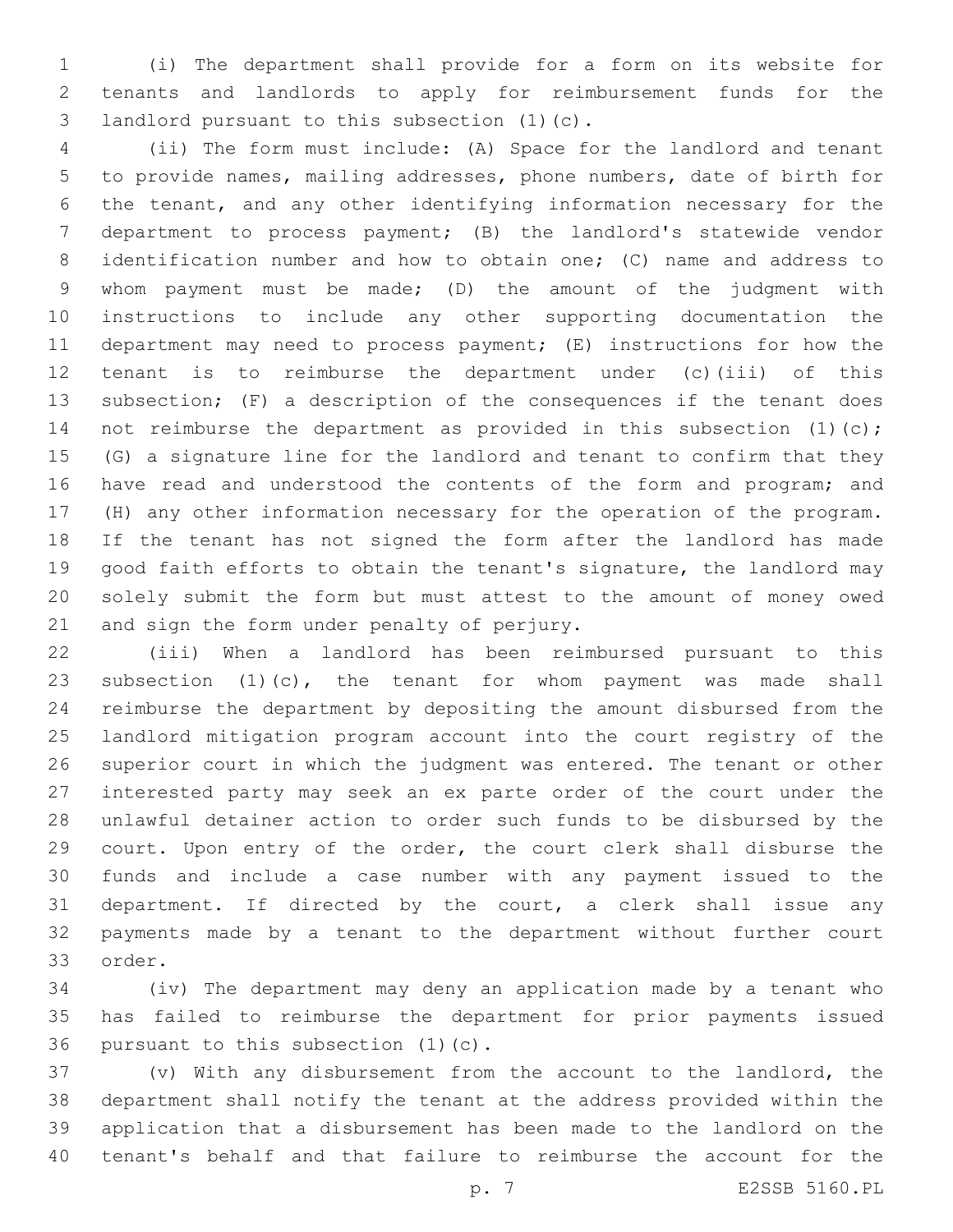(i) The department shall provide for a form on its website for tenants and landlords to apply for reimbursement funds for the landlord pursuant to this subsection (1)(c).

(ii) The form must include: (A) Space for the landlord and tenant to provide names, mailing addresses, phone numbers, date of birth for the tenant, and any other identifying information necessary for the department to process payment; (B) the landlord's statewide vendor identification number and how to obtain one; (C) name and address to whom payment must be made; (D) the amount of the judgment with instructions to include any other supporting documentation the department may need to process payment; (E) instructions for how the tenant is to reimburse the department under (c)(iii) of this subsection; (F) a description of the consequences if the tenant does not reimburse the department as provided in this subsection (1)(c); (G) a signature line for the landlord and tenant to confirm that they have read and understood the contents of the form and program; and (H) any other information necessary for the operation of the program. If the tenant has not signed the form after the landlord has made good faith efforts to obtain the tenant's signature, the landlord may solely submit the form but must attest to the amount of money owed and sign the form under penalty of perjury.

(iii) When a landlord has been reimbursed pursuant to this subsection (1)(c), the tenant for whom payment was made shall reimburse the department by depositing the amount disbursed from the landlord mitigation program account into the court registry of the superior court in which the judgment was entered. The tenant or other interested party may seek an ex parte order of the court under the unlawful detainer action to order such funds to be disbursed by the court. Upon entry of the order, the court clerk shall disburse the funds and include a case number with any payment issued to the department. If directed by the court, a clerk shall issue any payments made by a tenant to the department without further court order.

(iv) The department may deny an application made by a tenant who has failed to reimburse the department for prior payments issued pursuant to this subsection (1)(c).

(v) With any disbursement from the account to the landlord, the department shall notify the tenant at the address provided within the application that a disbursement has been made to the landlord on the tenant's behalf and that failure to reimburse the account for the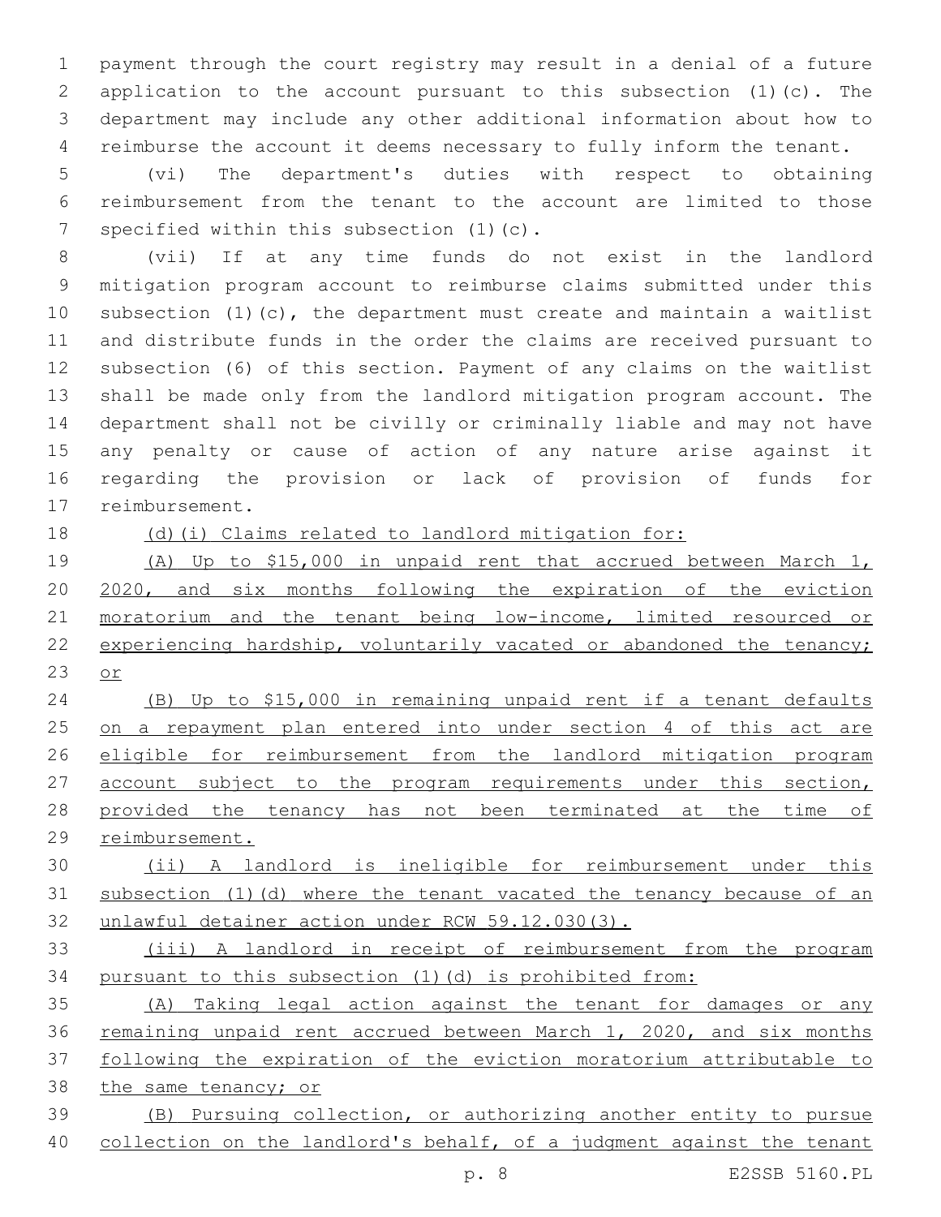payment through the court registry may result in a denial of a future application to the account pursuant to this subsection (1)(c). The department may include any other additional information about how to reimburse the account it deems necessary to fully inform the tenant.

(vi) The department's duties with respect to obtaining reimbursement from the tenant to the account are limited to those specified within this subsection (1)(c).

(vii) If at any time funds do not exist in the landlord mitigation program account to reimburse claims submitted under this subsection (1)(c), the department must create and maintain a waitlist and distribute funds in the order the claims are received pursuant to subsection (6) of this section. Payment of any claims on the waitlist shall be made only from the landlord mitigation program account. The department shall not be civilly or criminally liable and may not have any penalty or cause of action of any nature arise against it regarding the provision or lack of provision of funds for reimbursement.

(d)(i) Claims related to landlord mitigation for:

(A) Up to $15,000 in unpaid rent that accrued between March 1, 2020, and six months following the expiration of the eviction moratorium and the tenant being low-income, limited resourced or experiencing hardship, voluntarily vacated or abandoned the tenancy; or

(B) Up to $15,000 in remaining unpaid rent if a tenant defaults on a repayment plan entered into under section 4 of this act are eligible for reimbursement from the landlord mitigation program account subject to the program requirements under this section, provided the tenancy has not been terminated at the time of reimbursement.

(ii) A landlord is ineligible for reimbursement under this subsection (1)(d) where the tenant vacated the tenancy because of an unlawful detainer action under RCW 59.12.030(3).

(iii) A landlord in receipt of reimbursement from the program pursuant to this subsection (1)(d) is prohibited from:

(A) Taking legal action against the tenant for damages or any remaining unpaid rent accrued between March 1, 2020, and six months following the expiration of the eviction moratorium attributable to the same tenancy; or

(B) Pursuing collection, or authorizing another entity to pursue collection on the landlord's behalf, of a judgment against the tenant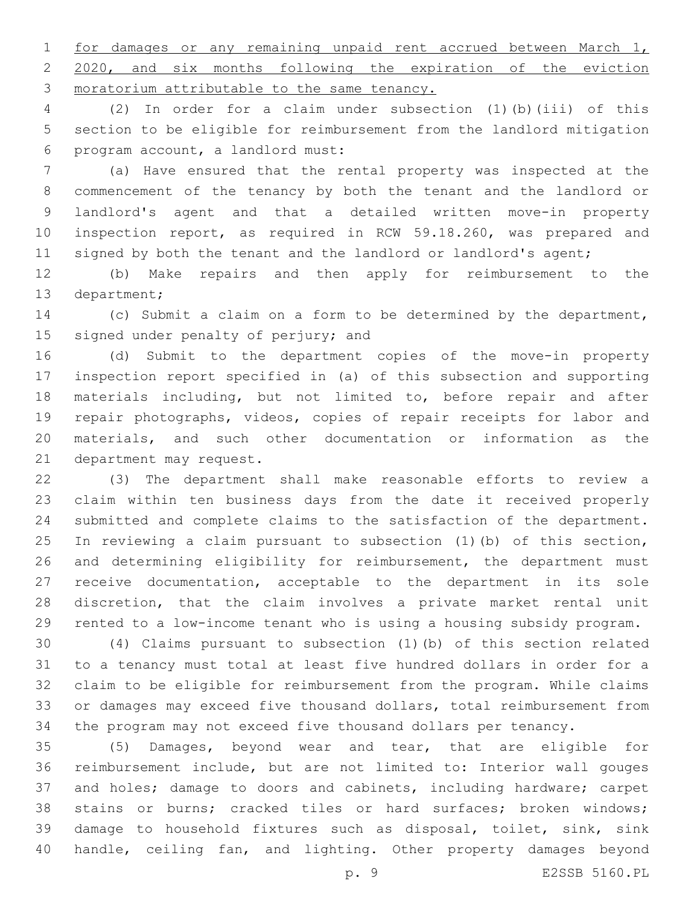for damages or any remaining unpaid rent accrued between March 1, 2020, and six months following the expiration of the eviction moratorium attributable to the same tenancy.

(2) In order for a claim under subsection (1)(b)(iii) of this section to be eligible for reimbursement from the landlord mitigation program account, a landlord must:

(a) Have ensured that the rental property was inspected at the commencement of the tenancy by both the tenant and the landlord or landlord's agent and that a detailed written move-in property inspection report, as required in RCW 59.18.260, was prepared and signed by both the tenant and the landlord or landlord's agent;

(b) Make repairs and then apply for reimbursement to the department;

(c) Submit a claim on a form to be determined by the department, signed under penalty of perjury; and

(d) Submit to the department copies of the move-in property inspection report specified in (a) of this subsection and supporting materials including, but not limited to, before repair and after repair photographs, videos, copies of repair receipts for labor and materials, and such other documentation or information as the department may request.

(3) The department shall make reasonable efforts to review a claim within ten business days from the date it received properly submitted and complete claims to the satisfaction of the department. In reviewing a claim pursuant to subsection (1)(b) of this section, and determining eligibility for reimbursement, the department must receive documentation, acceptable to the department in its sole discretion, that the claim involves a private market rental unit rented to a low-income tenant who is using a housing subsidy program.

(4) Claims pursuant to subsection (1)(b) of this section related to a tenancy must total at least five hundred dollars in order for a claim to be eligible for reimbursement from the program. While claims or damages may exceed five thousand dollars, total reimbursement from the program may not exceed five thousand dollars per tenancy.

(5) Damages, beyond wear and tear, that are eligible for reimbursement include, but are not limited to: Interior wall gouges and holes; damage to doors and cabinets, including hardware; carpet stains or burns; cracked tiles or hard surfaces; broken windows; damage to household fixtures such as disposal, toilet, sink, sink handle, ceiling fan, and lighting. Other property damages beyond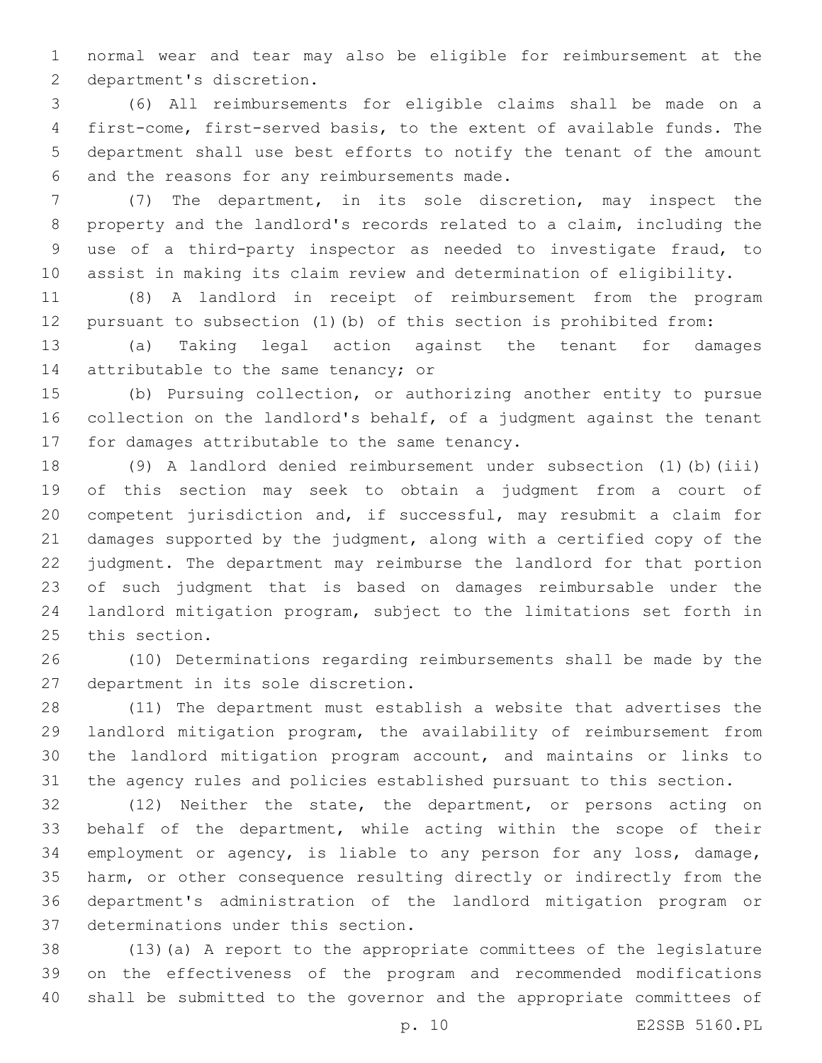normal wear and tear may also be eligible for reimbursement at the department's discretion.

(6) All reimbursements for eligible claims shall be made on a first-come, first-served basis, to the extent of available funds. The department shall use best efforts to notify the tenant of the amount and the reasons for any reimbursements made.

(7) The department, in its sole discretion, may inspect the property and the landlord's records related to a claim, including the use of a third-party inspector as needed to investigate fraud, to assist in making its claim review and determination of eligibility.

(8) A landlord in receipt of reimbursement from the program pursuant to subsection (1)(b) of this section is prohibited from:

(a) Taking legal action against the tenant for damages attributable to the same tenancy; or

(b) Pursuing collection, or authorizing another entity to pursue collection on the landlord's behalf, of a judgment against the tenant for damages attributable to the same tenancy.

(9) A landlord denied reimbursement under subsection (1)(b)(iii) of this section may seek to obtain a judgment from a court of competent jurisdiction and, if successful, may resubmit a claim for damages supported by the judgment, along with a certified copy of the judgment. The department may reimburse the landlord for that portion of such judgment that is based on damages reimbursable under the landlord mitigation program, subject to the limitations set forth in this section.

(10) Determinations regarding reimbursements shall be made by the department in its sole discretion.

(11) The department must establish a website that advertises the landlord mitigation program, the availability of reimbursement from the landlord mitigation program account, and maintains or links to the agency rules and policies established pursuant to this section.

(12) Neither the state, the department, or persons acting on behalf of the department, while acting within the scope of their employment or agency, is liable to any person for any loss, damage, harm, or other consequence resulting directly or indirectly from the department's administration of the landlord mitigation program or determinations under this section.

(13)(a) A report to the appropriate committees of the legislature on the effectiveness of the program and recommended modifications shall be submitted to the governor and the appropriate committees of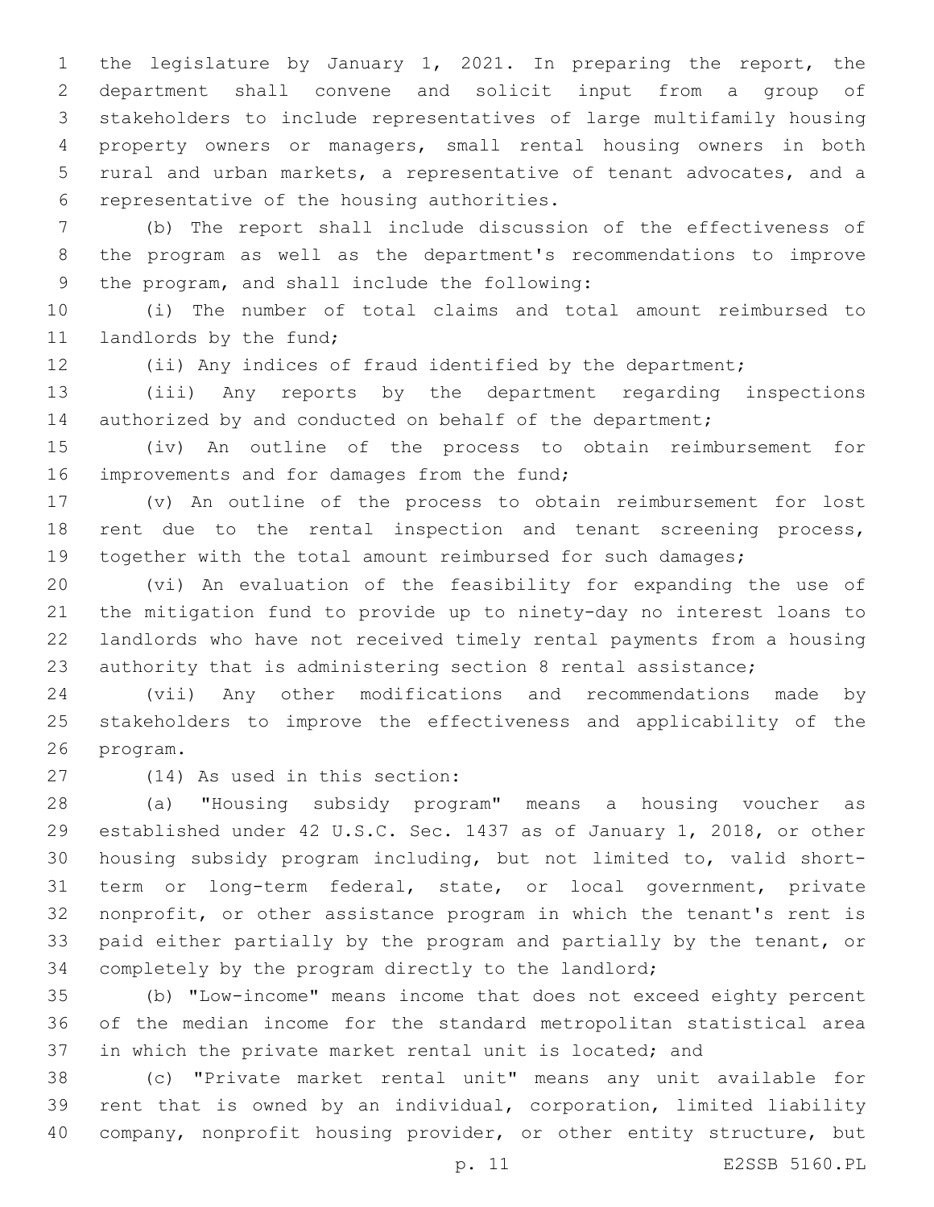the legislature by January 1, 2021. In preparing the report, the department shall convene and solicit input from a group of stakeholders to include representatives of large multifamily housing property owners or managers, small rental housing owners in both rural and urban markets, a representative of tenant advocates, and a representative of the housing authorities.

(b) The report shall include discussion of the effectiveness of the program as well as the department's recommendations to improve the program, and shall include the following:

(i) The number of total claims and total amount reimbursed to landlords by the fund;

(ii) Any indices of fraud identified by the department;

(iii) Any reports by the department regarding inspections authorized by and conducted on behalf of the department;

(iv) An outline of the process to obtain reimbursement for improvements and for damages from the fund;

(v) An outline of the process to obtain reimbursement for lost rent due to the rental inspection and tenant screening process, together with the total amount reimbursed for such damages;

(vi) An evaluation of the feasibility for expanding the use of the mitigation fund to provide up to ninety-day no interest loans to landlords who have not received timely rental payments from a housing authority that is administering section 8 rental assistance;

(vii) Any other modifications and recommendations made by stakeholders to improve the effectiveness and applicability of the program.

(14) As used in this section:

(a) "Housing subsidy program" means a housing voucher as established under 42 U.S.C. Sec. 1437 as of January 1, 2018, or other housing subsidy program including, but not limited to, valid short-term or long-term federal, state, or local government, private nonprofit, or other assistance program in which the tenant's rent is paid either partially by the program and partially by the tenant, or completely by the program directly to the landlord;

(b) "Low-income" means income that does not exceed eighty percent of the median income for the standard metropolitan statistical area in which the private market rental unit is located; and

(c) "Private market rental unit" means any unit available for rent that is owned by an individual, corporation, limited liability company, nonprofit housing provider, or other entity structure, but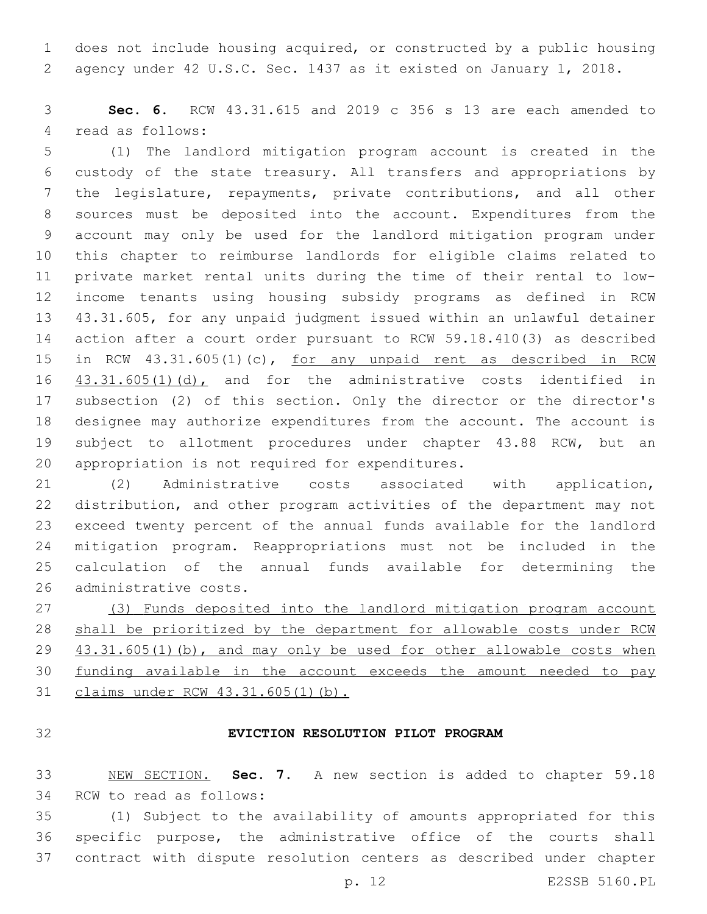does not include housing acquired, or constructed by a public housing agency under 42 U.S.C. Sec. 1437 as it existed on January 1, 2018.

**Sec. 6.** RCW 43.31.615 and 2019 c 356 s 13 are each amended to read as follows:

(1) The landlord mitigation program account is created in the custody of the state treasury. All transfers and appropriations by the legislature, repayments, private contributions, and all other sources must be deposited into the account. Expenditures from the account may only be used for the landlord mitigation program under this chapter to reimburse landlords for eligible claims related to private market rental units during the time of their rental to low-income tenants using housing subsidy programs as defined in RCW 43.31.605, for any unpaid judgment issued within an unlawful detainer action after a court order pursuant to RCW 59.18.410(3) as described in RCW 43.31.605(1)(c), <u>for any unpaid rent as described in RCW 43.31.605(1)(d),</u> and for the administrative costs identified in subsection (2) of this section. Only the director or the director's designee may authorize expenditures from the account. The account is subject to allotment procedures under chapter 43.88 RCW, but an appropriation is not required for expenditures.

(2) Administrative costs associated with application, distribution, and other program activities of the department may not exceed twenty percent of the annual funds available for the landlord mitigation program. Reappropriations must not be included in the calculation of the annual funds available for determining the administrative costs.

<u>(3) Funds deposited into the landlord mitigation program account shall be prioritized by the department for allowable costs under RCW 43.31.605(1)(b), and may only be used for other allowable costs when funding available in the account exceeds the amount needed to pay claims under RCW 43.31.605(1)(b).</u>

## EVICTION RESOLUTION PILOT PROGRAM

<u>NEW SECTION.</u> **Sec. 7.** A new section is added to chapter 59.18 RCW to read as follows:

(1) Subject to the availability of amounts appropriated for this specific purpose, the administrative office of the courts shall contract with dispute resolution centers as described under chapter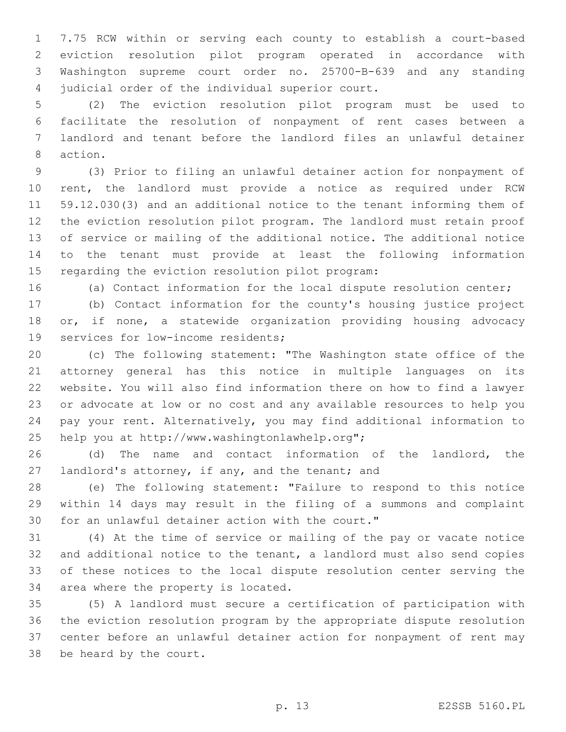7.75 RCW within or serving each county to establish a court-based eviction resolution pilot program operated in accordance with Washington supreme court order no. 25700-B-639 and any standing judicial order of the individual superior court.

(2) The eviction resolution pilot program must be used to facilitate the resolution of nonpayment of rent cases between a landlord and tenant before the landlord files an unlawful detainer action.

(3) Prior to filing an unlawful detainer action for nonpayment of rent, the landlord must provide a notice as required under RCW 59.12.030(3) and an additional notice to the tenant informing them of the eviction resolution pilot program. The landlord must retain proof of service or mailing of the additional notice. The additional notice to the tenant must provide at least the following information regarding the eviction resolution pilot program:

(a) Contact information for the local dispute resolution center;

(b) Contact information for the county's housing justice project or, if none, a statewide organization providing housing advocacy services for low-income residents;

(c) The following statement: "The Washington state office of the attorney general has this notice in multiple languages on its website. You will also find information there on how to find a lawyer or advocate at low or no cost and any available resources to help you pay your rent. Alternatively, you may find additional information to help you at http://www.washingtonlawhelp.org";

(d) The name and contact information of the landlord, the landlord's attorney, if any, and the tenant; and

(e) The following statement: "Failure to respond to this notice within 14 days may result in the filing of a summons and complaint for an unlawful detainer action with the court."

(4) At the time of service or mailing of the pay or vacate notice and additional notice to the tenant, a landlord must also send copies of these notices to the local dispute resolution center serving the area where the property is located.

(5) A landlord must secure a certification of participation with the eviction resolution program by the appropriate dispute resolution center before an unlawful detainer action for nonpayment of rent may be heard by the court.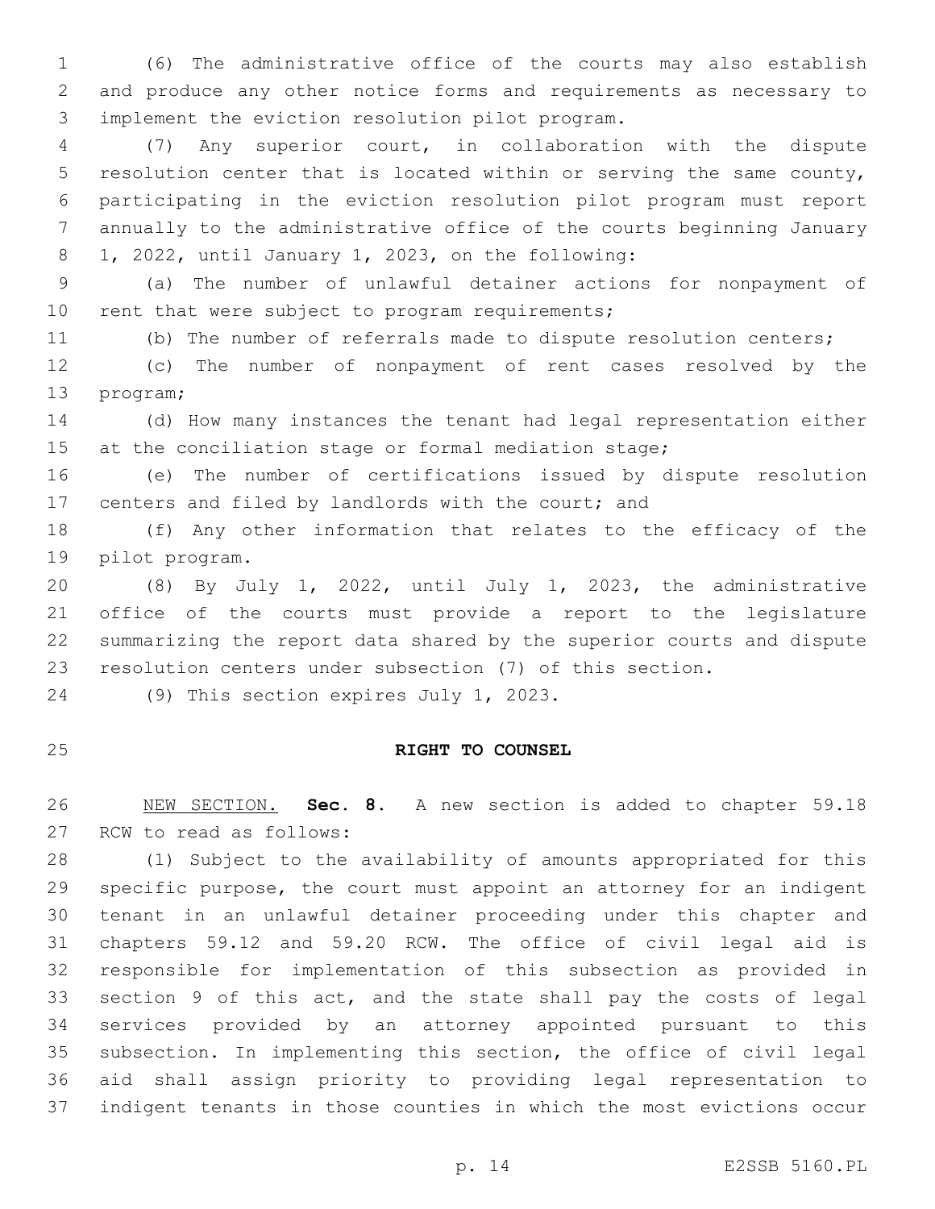(6) The administrative office of the courts may also establish and produce any other notice forms and requirements as necessary to implement the eviction resolution pilot program.

(7) Any superior court, in collaboration with the dispute resolution center that is located within or serving the same county, participating in the eviction resolution pilot program must report annually to the administrative office of the courts beginning January 1, 2022, until January 1, 2023, on the following:

(a) The number of unlawful detainer actions for nonpayment of rent that were subject to program requirements;

(b) The number of referrals made to dispute resolution centers;

(c) The number of nonpayment of rent cases resolved by the program;

(d) How many instances the tenant had legal representation either at the conciliation stage or formal mediation stage;

(e) The number of certifications issued by dispute resolution centers and filed by landlords with the court; and

(f) Any other information that relates to the efficacy of the pilot program.

(8) By July 1, 2022, until July 1, 2023, the administrative office of the courts must provide a report to the legislature summarizing the report data shared by the superior courts and dispute resolution centers under subsection (7) of this section.

(9) This section expires July 1, 2023.

## RIGHT TO COUNSEL

NEW SECTION. **Sec. 8.** A new section is added to chapter 59.18 RCW to read as follows:

(1) Subject to the availability of amounts appropriated for this specific purpose, the court must appoint an attorney for an indigent tenant in an unlawful detainer proceeding under this chapter and chapters 59.12 and 59.20 RCW. The office of civil legal aid is responsible for implementation of this subsection as provided in section 9 of this act, and the state shall pay the costs of legal services provided by an attorney appointed pursuant to this subsection. In implementing this section, the office of civil legal aid shall assign priority to providing legal representation to indigent tenants in those counties in which the most evictions occur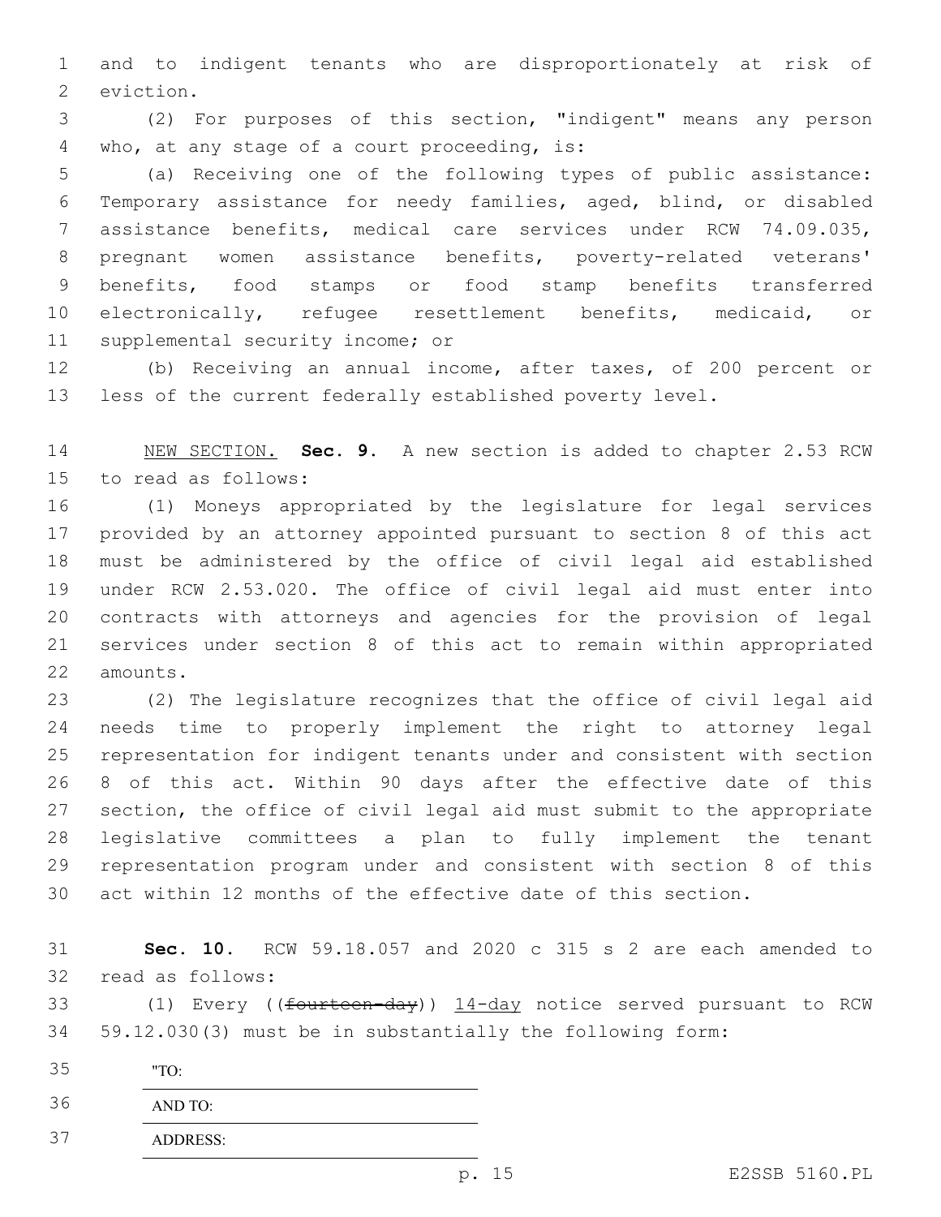and to indigent tenants who are disproportionately at risk of eviction.

(2) For purposes of this section, "indigent" means any person who, at any stage of a court proceeding, is:

(a) Receiving one of the following types of public assistance: Temporary assistance for needy families, aged, blind, or disabled assistance benefits, medical care services under RCW 74.09.035, pregnant women assistance benefits, poverty-related veterans' benefits, food stamps or food stamp benefits transferred electronically, refugee resettlement benefits, medicaid, or supplemental security income; or

(b) Receiving an annual income, after taxes, of 200 percent or less of the current federally established poverty level.

NEW SECTION. **Sec. 9.** A new section is added to chapter 2.53 RCW to read as follows:

(1) Moneys appropriated by the legislature for legal services provided by an attorney appointed pursuant to section 8 of this act must be administered by the office of civil legal aid established under RCW 2.53.020. The office of civil legal aid must enter into contracts with attorneys and agencies for the provision of legal services under section 8 of this act to remain within appropriated amounts.

(2) The legislature recognizes that the office of civil legal aid needs time to properly implement the right to attorney legal representation for indigent tenants under and consistent with section 8 of this act. Within 90 days after the effective date of this section, the office of civil legal aid must submit to the appropriate legislative committees a plan to fully implement the tenant representation program under and consistent with section 8 of this act within 12 months of the effective date of this section.

**Sec. 10.** RCW 59.18.057 and 2020 c 315 s 2 are each amended to read as follows:

(1) Every ((~~fourteen-day~~)) 14-day notice served pursuant to RCW 59.12.030(3) must be in substantially the following form:

"TO:
_______________________________

AND TO:
_______________________________

ADDRESS:
_______________________________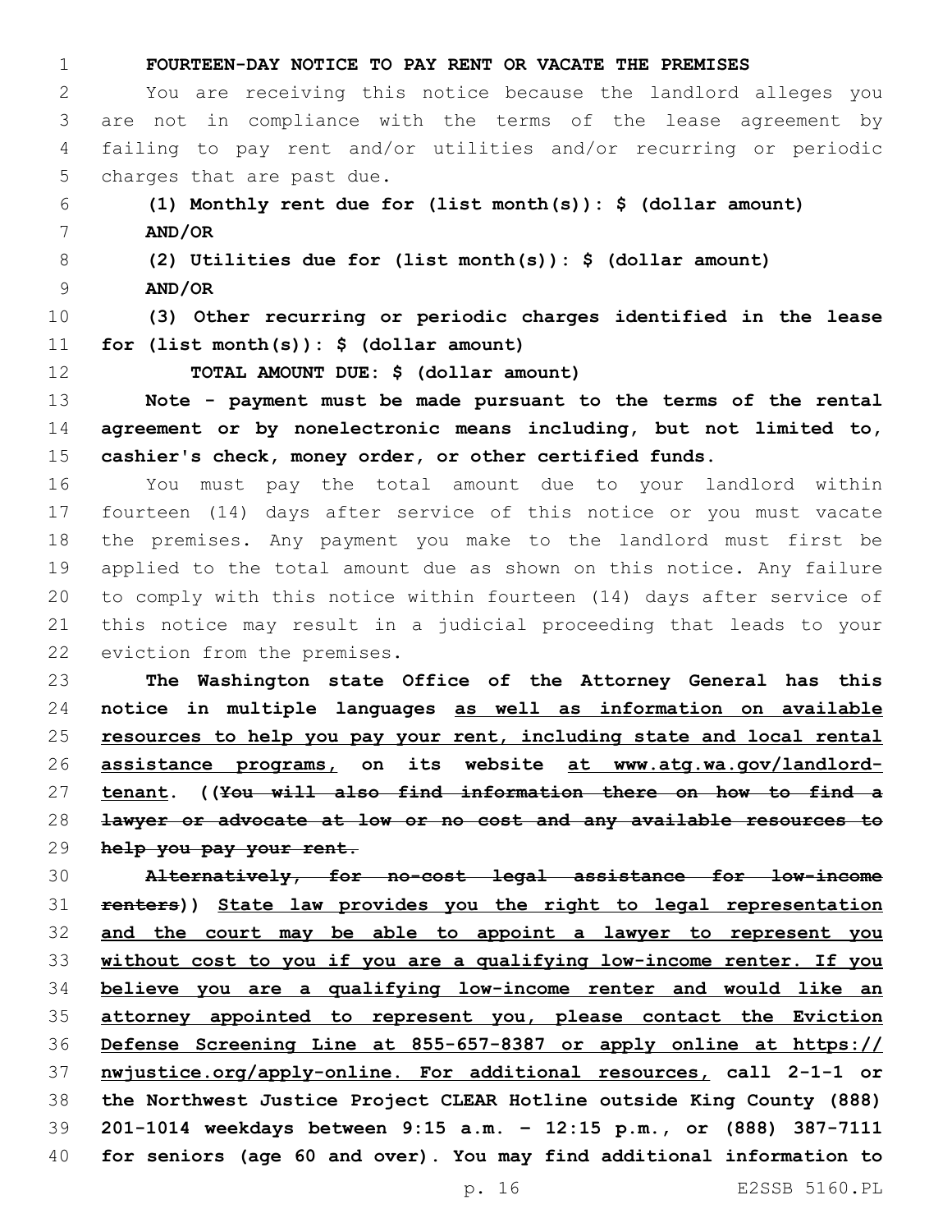**FOURTEEN-DAY NOTICE TO PAY RENT OR VACATE THE PREMISES**

You are receiving this notice because the landlord alleges you are not in compliance with the terms of the lease agreement by failing to pay rent and/or utilities and/or recurring or periodic charges that are past due.

**(1) Monthly rent due for (list month(s)): $ (dollar amount)**

**AND/OR**

**(2) Utilities due for (list month(s)): $ (dollar amount)**

**AND/OR**

**(3) Other recurring or periodic charges identified in the lease for (list month(s)): $ (dollar amount)**

**TOTAL AMOUNT DUE: $ (dollar amount)**

**Note - payment must be made pursuant to the terms of the rental agreement or by nonelectronic means including, but not limited to, cashier's check, money order, or other certified funds.**

You must pay the total amount due to your landlord within fourteen (14) days after service of this notice or you must vacate the premises. Any payment you make to the landlord must first be applied to the total amount due as shown on this notice. Any failure to comply with this notice within fourteen (14) days after service of this notice may result in a judicial proceeding that leads to your eviction from the premises.

**The Washington state Office of the Attorney General has this notice in multiple languages <u>as well as information on available resources to help you pay your rent, including state and local rental assistance programs,</u> on its website <u>at www.atg.wa.gov/landlord-tenant</u>. ((~~You will also find information there on how to find a lawyer or advocate at low or no cost and any available resources to help you pay your rent.~~**

**~~Alternatively, for no-cost legal assistance for low-income renters~~)) <u>State law provides you the right to legal representation and the court may be able to appoint a lawyer to represent you without cost to you if you are a qualifying low-income renter. If you believe you are a qualifying low-income renter and would like an attorney appointed to represent you, please contact the Eviction Defense Screening Line at 855-657-8387 or apply online at https://nwjustice.org/apply-online. For additional resources,</u> call 2-1-1 or the Northwest Justice Project CLEAR Hotline outside King County (888) 201-1014 weekdays between 9:15 a.m. – 12:15 p.m., or (888) 387-7111 for seniors (age 60 and over). You may find additional information to**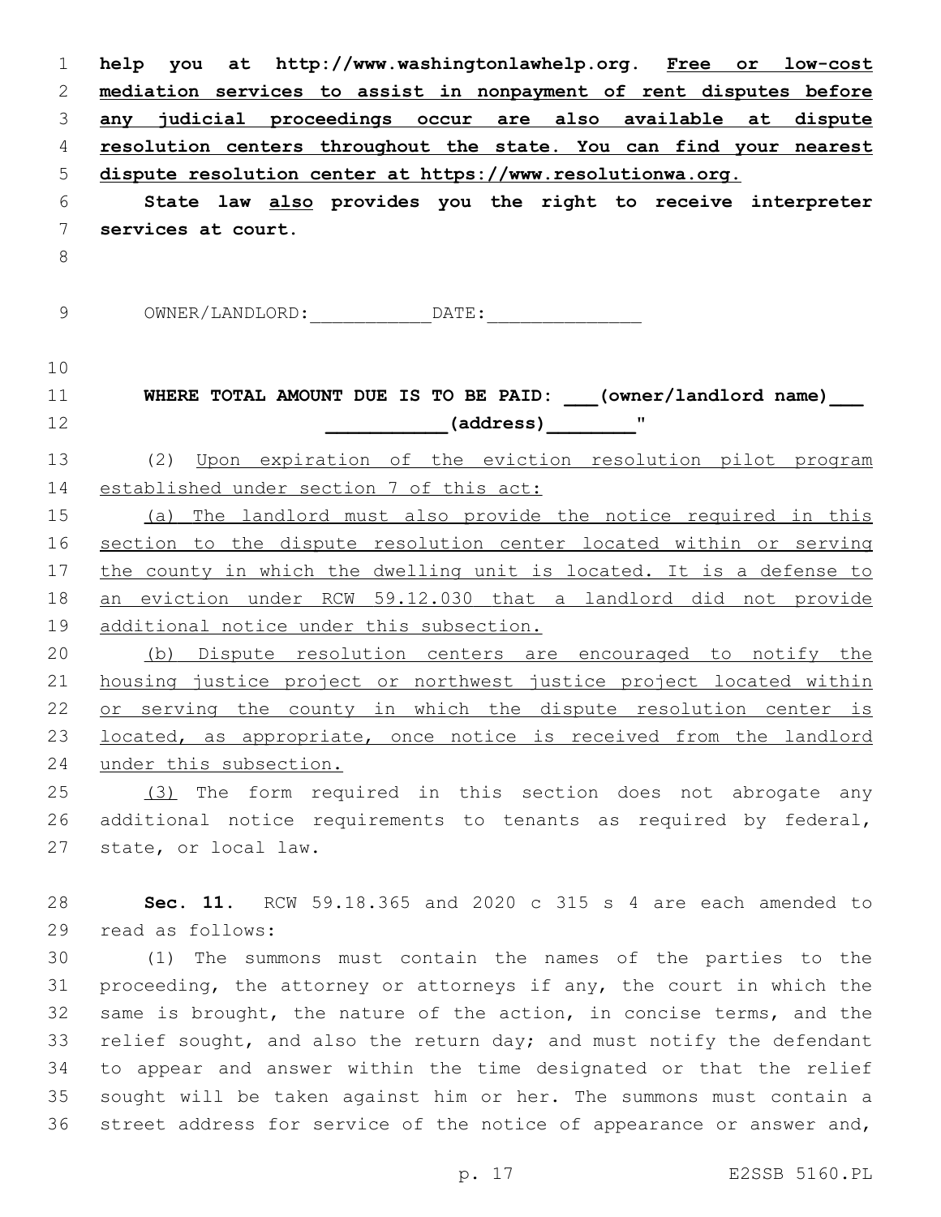**help you at http://www.washingtonlawhelp.org.** **Free or low-cost mediation services to assist in nonpayment of rent disputes before any judicial proceedings occur are also available at dispute resolution centers throughout the state. You can find your nearest dispute resolution center at https://www.resolutionwa.org.**

**State law also provides you the right to receive interpreter services at court.**

OWNER/LANDLORD:\_\_\_\_\_\_\_\_\_\_\_DATE:\_\_\_\_\_\_\_\_\_\_\_\_\_\_

**WHERE TOTAL AMOUNT DUE IS TO BE PAID: \_\_\_(owner/landlord name)\_\_\_ \_\_\_\_\_\_\_\_\_\_\_(address)\_\_\_\_\_\_\_\_"**

(2) Upon expiration of the eviction resolution pilot program established under section 7 of this act:

(a) The landlord must also provide the notice required in this section to the dispute resolution center located within or serving the county in which the dwelling unit is located. It is a defense to an eviction under RCW 59.12.030 that a landlord did not provide additional notice under this subsection.

(b) Dispute resolution centers are encouraged to notify the housing justice project or northwest justice project located within or serving the county in which the dispute resolution center is located, as appropriate, once notice is received from the landlord under this subsection.

(3) The form required in this section does not abrogate any additional notice requirements to tenants as required by federal, state, or local law.

**Sec. 11.** RCW 59.18.365 and 2020 c 315 s 4 are each amended to read as follows:

(1) The summons must contain the names of the parties to the proceeding, the attorney or attorneys if any, the court in which the same is brought, the nature of the action, in concise terms, and the relief sought, and also the return day; and must notify the defendant to appear and answer within the time designated or that the relief sought will be taken against him or her. The summons must contain a street address for service of the notice of appearance or answer and,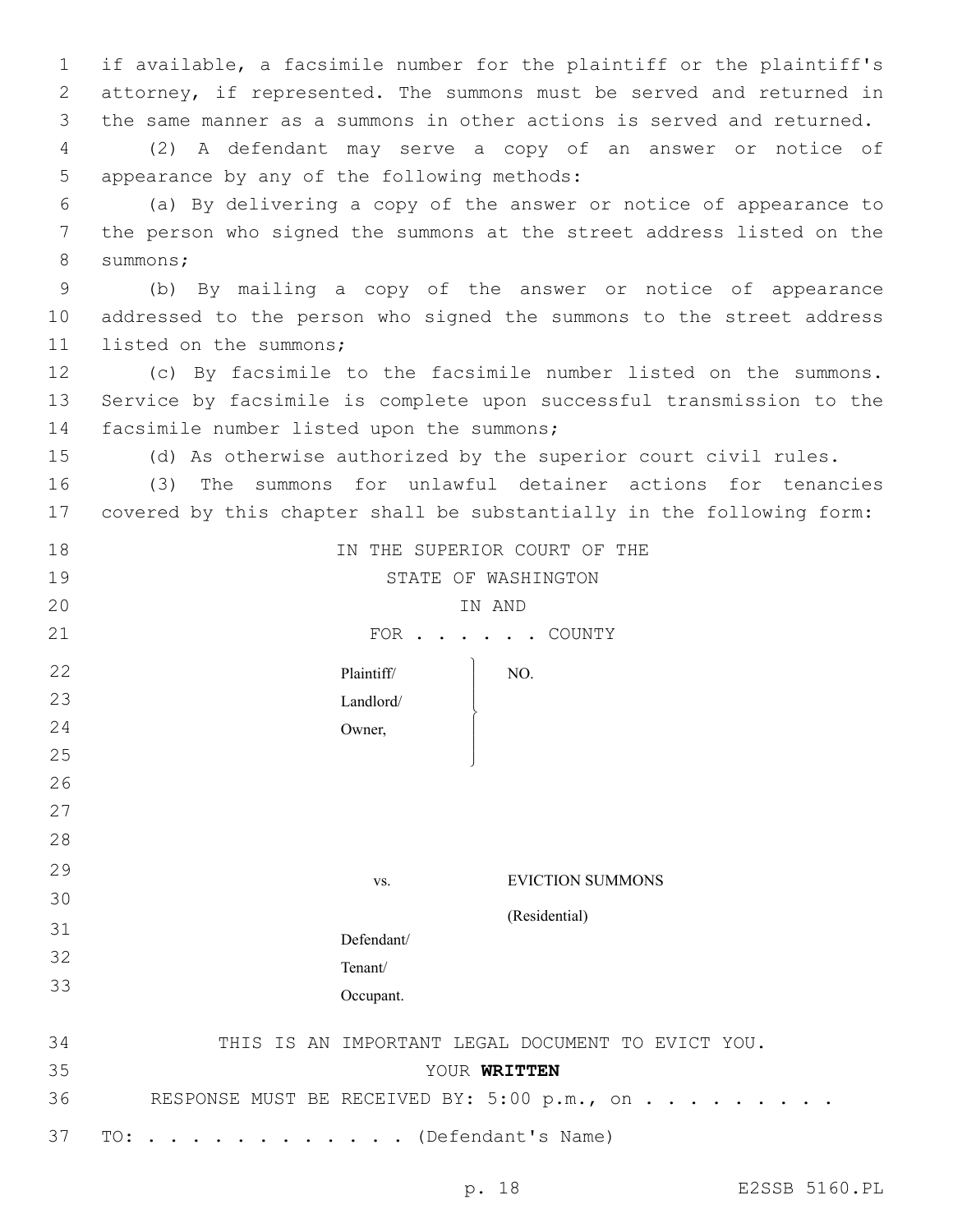if available, a facsimile number for the plaintiff or the plaintiff's attorney, if represented. The summons must be served and returned in the same manner as a summons in other actions is served and returned.

(2) A defendant may serve a copy of an answer or notice of appearance by any of the following methods:

(a) By delivering a copy of the answer or notice of appearance to the person who signed the summons at the street address listed on the summons;

(b) By mailing a copy of the answer or notice of appearance addressed to the person who signed the summons to the street address listed on the summons;

(c) By facsimile to the facsimile number listed on the summons. Service by facsimile is complete upon successful transmission to the facsimile number listed upon the summons;

(d) As otherwise authorized by the superior court civil rules.

(3) The summons for unlawful detainer actions for tenancies covered by this chapter shall be substantially in the following form:

IN THE SUPERIOR COURT OF THE
STATE OF WASHINGTON
IN AND
FOR . . . . . . COUNTY

| | |
|---|---|
| Plaintiff/ Landlord/ Owner, | NO. |
| vs. | EVICTION SUMMONS (Residential) |
| Defendant/ Tenant/ Occupant. | |

THIS IS AN IMPORTANT LEGAL DOCUMENT TO EVICT YOU.
YOUR **WRITTEN**
RESPONSE MUST BE RECEIVED BY: 5:00 p.m., on . . . . . . . . .

TO: . . . . . . . . . . . . (Defendant's Name)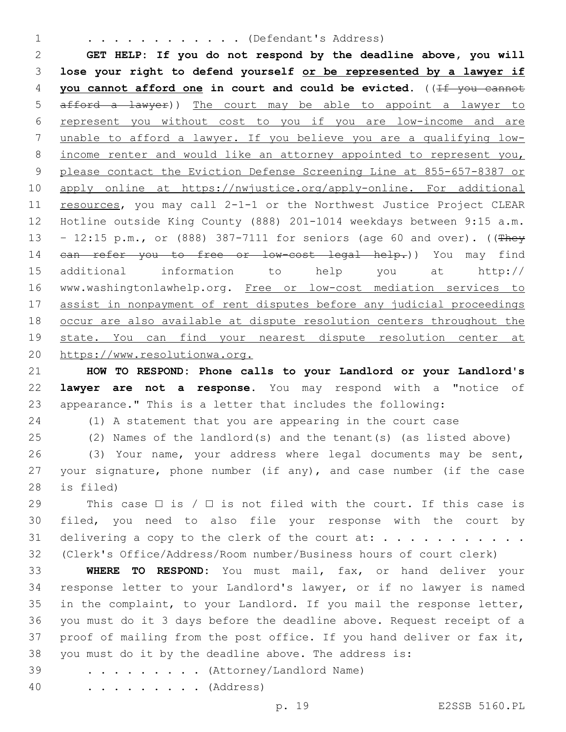. . . . . . . . . . . . (Defendant's Address)

**GET HELP: If you do not respond by the deadline above, you will lose your right to defend yourself <u>or be represented by a lawyer if you cannot afford one</u> in court and could be evicted.** ((~~If you cannot afford a lawyer~~)) <u>The court may be able to appoint a lawyer to represent you without cost to you if you are low-income and are unable to afford a lawyer. If you believe you are a qualifying low-income renter and would like an attorney appointed to represent you, please contact the Eviction Defense Screening Line at 855-657-8387 or apply online at https://nwjustice.org/apply-online. For additional resources</u>, you may call 2-1-1 or the Northwest Justice Project CLEAR Hotline outside King County (888) 201-1014 weekdays between 9:15 a.m. - 12:15 p.m., or (888) 387-7111 for seniors (age 60 and over). ((~~They can refer you to free or low-cost legal help.~~)) You may find additional information to help you at http://www.washingtonlawhelp.org. <u>Free or low-cost mediation services to assist in nonpayment of rent disputes before any judicial proceedings occur are also available at dispute resolution centers throughout the state. You can find your nearest dispute resolution center at https://www.resolutionwa.org.</u>

**HOW TO RESPOND: Phone calls to your Landlord or your Landlord's lawyer are not a response.** You may respond with a "notice of appearance." This is a letter that includes the following:

(1) A statement that you are appearing in the court case

(2) Names of the landlord(s) and the tenant(s) (as listed above)

(3) Your name, your address where legal documents may be sent, your signature, phone number (if any), and case number (if the case is filed)

This case ☐ is / ☐ is not filed with the court. If this case is filed, you need to also file your response with the court by delivering a copy to the clerk of the court at: . . . . . . . . . . . (Clerk's Office/Address/Room number/Business hours of court clerk)

**WHERE TO RESPOND:** You must mail, fax, or hand deliver your response letter to your Landlord's lawyer, or if no lawyer is named in the complaint, to your Landlord. If you mail the response letter, you must do it 3 days before the deadline above. Request receipt of a proof of mailing from the post office. If you hand deliver or fax it, you must do it by the deadline above. The address is:

. . . . . . . . . (Attorney/Landlord Name)

. . . . . . . . . (Address)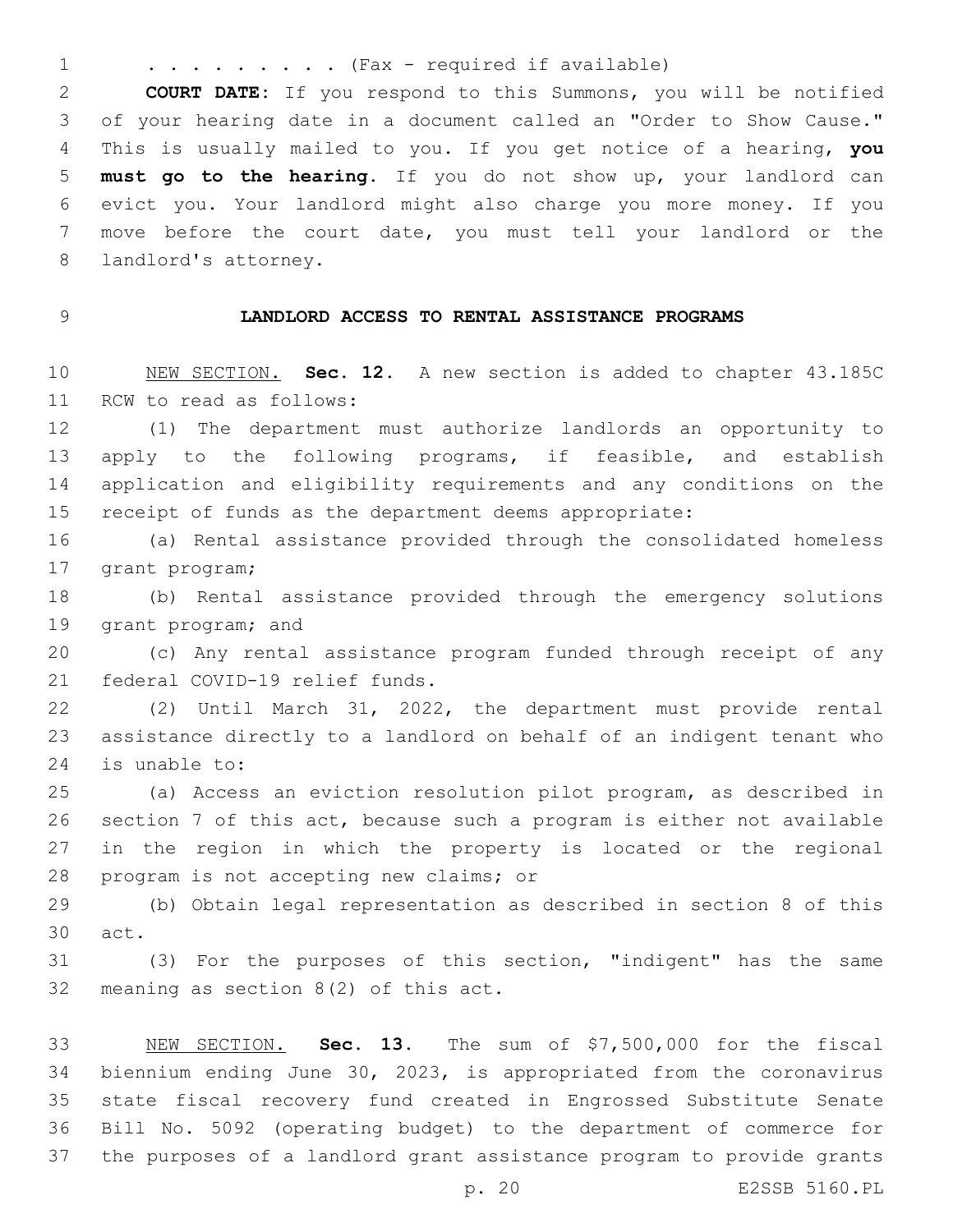. . . . . . . . . . (Fax - required if available)

**COURT DATE:** If you respond to this Summons, you will be notified of your hearing date in a document called an "Order to Show Cause." This is usually mailed to you. If you get notice of a hearing, **you must go to the hearing**. If you do not show up, your landlord can evict you. Your landlord might also charge you more money. If you move before the court date, you must tell your landlord or the landlord's attorney.

## LANDLORD ACCESS TO RENTAL ASSISTANCE PROGRAMS

NEW SECTION. **Sec. 12.** A new section is added to chapter 43.185C RCW to read as follows:

(1) The department must authorize landlords an opportunity to apply to the following programs, if feasible, and establish application and eligibility requirements and any conditions on the receipt of funds as the department deems appropriate:

(a) Rental assistance provided through the consolidated homeless grant program;

(b) Rental assistance provided through the emergency solutions grant program; and

(c) Any rental assistance program funded through receipt of any federal COVID-19 relief funds.

(2) Until March 31, 2022, the department must provide rental assistance directly to a landlord on behalf of an indigent tenant who is unable to:

(a) Access an eviction resolution pilot program, as described in section 7 of this act, because such a program is either not available in the region in which the property is located or the regional program is not accepting new claims; or

(b) Obtain legal representation as described in section 8 of this act.

(3) For the purposes of this section, "indigent" has the same meaning as section 8(2) of this act.

NEW SECTION. **Sec. 13.** The sum of $7,500,000 for the fiscal biennium ending June 30, 2023, is appropriated from the coronavirus state fiscal recovery fund created in Engrossed Substitute Senate Bill No. 5092 (operating budget) to the department of commerce for the purposes of a landlord grant assistance program to provide grants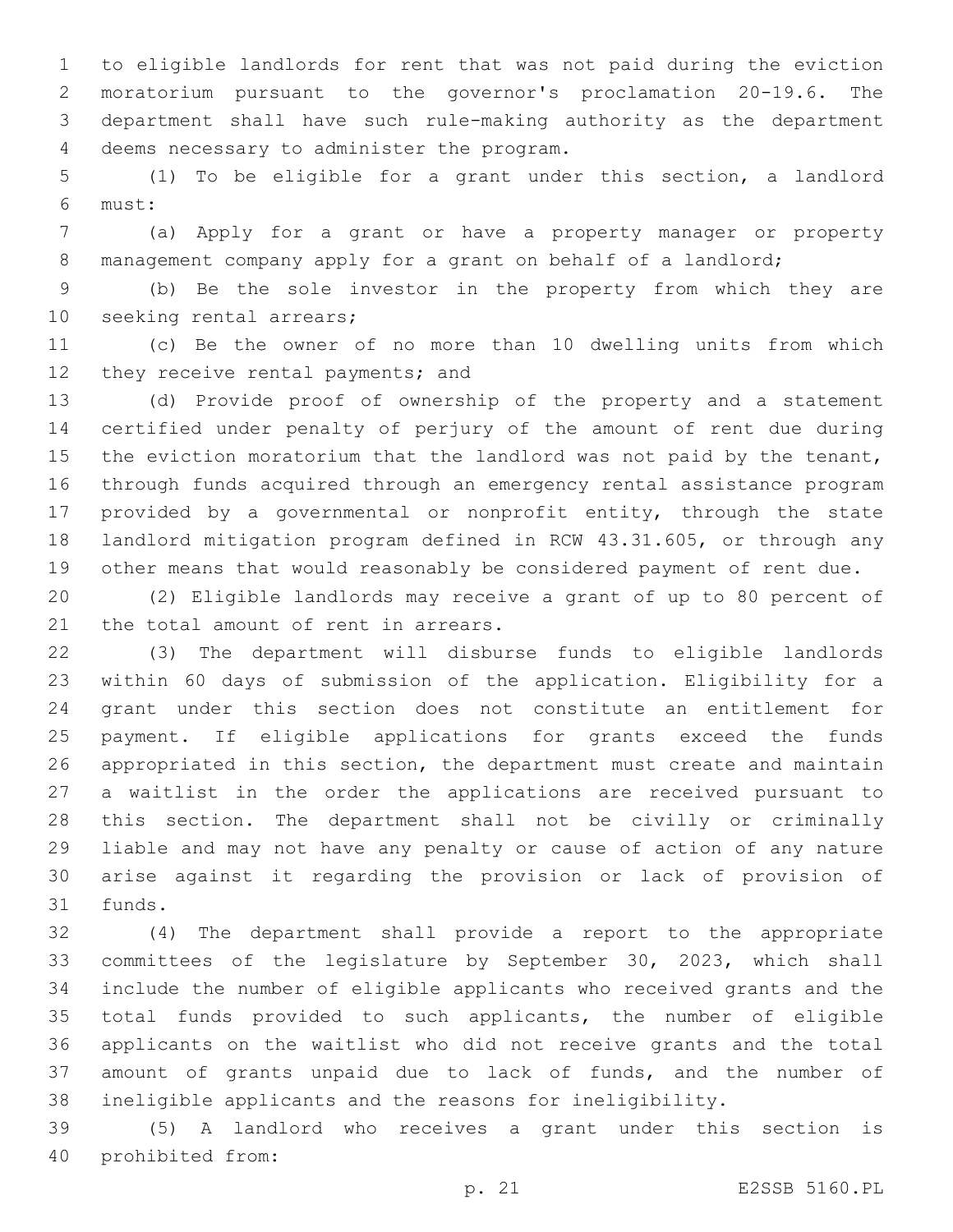to eligible landlords for rent that was not paid during the eviction moratorium pursuant to the governor's proclamation 20-19.6. The department shall have such rule-making authority as the department deems necessary to administer the program.

(1) To be eligible for a grant under this section, a landlord must:

(a) Apply for a grant or have a property manager or property management company apply for a grant on behalf of a landlord;

(b) Be the sole investor in the property from which they are seeking rental arrears;

(c) Be the owner of no more than 10 dwelling units from which they receive rental payments; and

(d) Provide proof of ownership of the property and a statement certified under penalty of perjury of the amount of rent due during the eviction moratorium that the landlord was not paid by the tenant, through funds acquired through an emergency rental assistance program provided by a governmental or nonprofit entity, through the state landlord mitigation program defined in RCW 43.31.605, or through any other means that would reasonably be considered payment of rent due.

(2) Eligible landlords may receive a grant of up to 80 percent of the total amount of rent in arrears.

(3) The department will disburse funds to eligible landlords within 60 days of submission of the application. Eligibility for a grant under this section does not constitute an entitlement for payment. If eligible applications for grants exceed the funds appropriated in this section, the department must create and maintain a waitlist in the order the applications are received pursuant to this section. The department shall not be civilly or criminally liable and may not have any penalty or cause of action of any nature arise against it regarding the provision or lack of provision of funds.

(4) The department shall provide a report to the appropriate committees of the legislature by September 30, 2023, which shall include the number of eligible applicants who received grants and the total funds provided to such applicants, the number of eligible applicants on the waitlist who did not receive grants and the total amount of grants unpaid due to lack of funds, and the number of ineligible applicants and the reasons for ineligibility.

(5) A landlord who receives a grant under this section is prohibited from: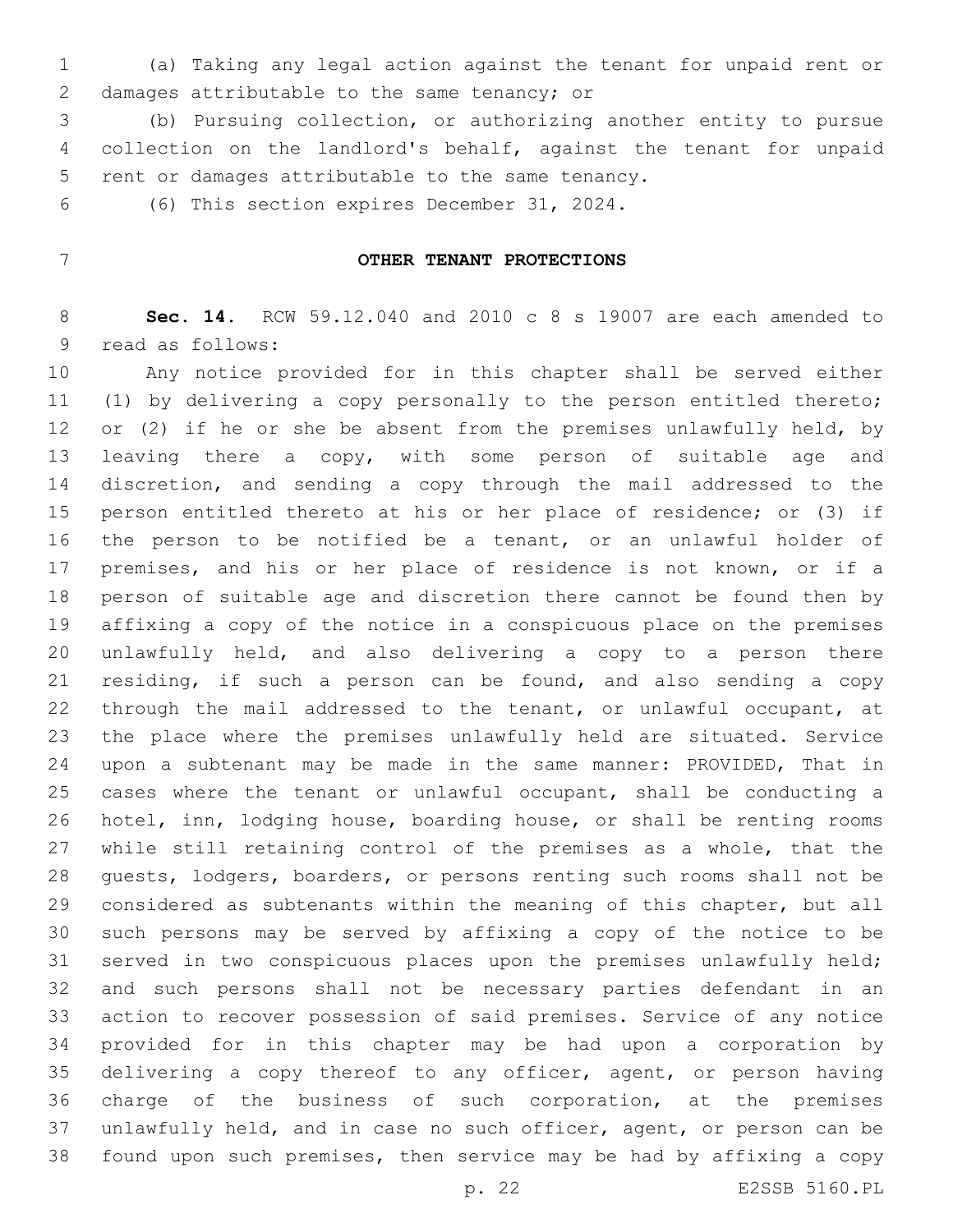(a) Taking any legal action against the tenant for unpaid rent or damages attributable to the same tenancy; or

(b) Pursuing collection, or authorizing another entity to pursue collection on the landlord's behalf, against the tenant for unpaid rent or damages attributable to the same tenancy.

(6) This section expires December 31, 2024.

## OTHER TENANT PROTECTIONS

**Sec. 14.** RCW 59.12.040 and 2010 c 8 s 19007 are each amended to read as follows:

Any notice provided for in this chapter shall be served either (1) by delivering a copy personally to the person entitled thereto; or (2) if he or she be absent from the premises unlawfully held, by leaving there a copy, with some person of suitable age and discretion, and sending a copy through the mail addressed to the person entitled thereto at his or her place of residence; or (3) if the person to be notified be a tenant, or an unlawful holder of premises, and his or her place of residence is not known, or if a person of suitable age and discretion there cannot be found then by affixing a copy of the notice in a conspicuous place on the premises unlawfully held, and also delivering a copy to a person there residing, if such a person can be found, and also sending a copy through the mail addressed to the tenant, or unlawful occupant, at the place where the premises unlawfully held are situated. Service upon a subtenant may be made in the same manner: PROVIDED, That in cases where the tenant or unlawful occupant, shall be conducting a hotel, inn, lodging house, boarding house, or shall be renting rooms while still retaining control of the premises as a whole, that the guests, lodgers, boarders, or persons renting such rooms shall not be considered as subtenants within the meaning of this chapter, but all such persons may be served by affixing a copy of the notice to be served in two conspicuous places upon the premises unlawfully held; and such persons shall not be necessary parties defendant in an action to recover possession of said premises. Service of any notice provided for in this chapter may be had upon a corporation by delivering a copy thereof to any officer, agent, or person having charge of the business of such corporation, at the premises unlawfully held, and in case no such officer, agent, or person can be found upon such premises, then service may be had by affixing a copy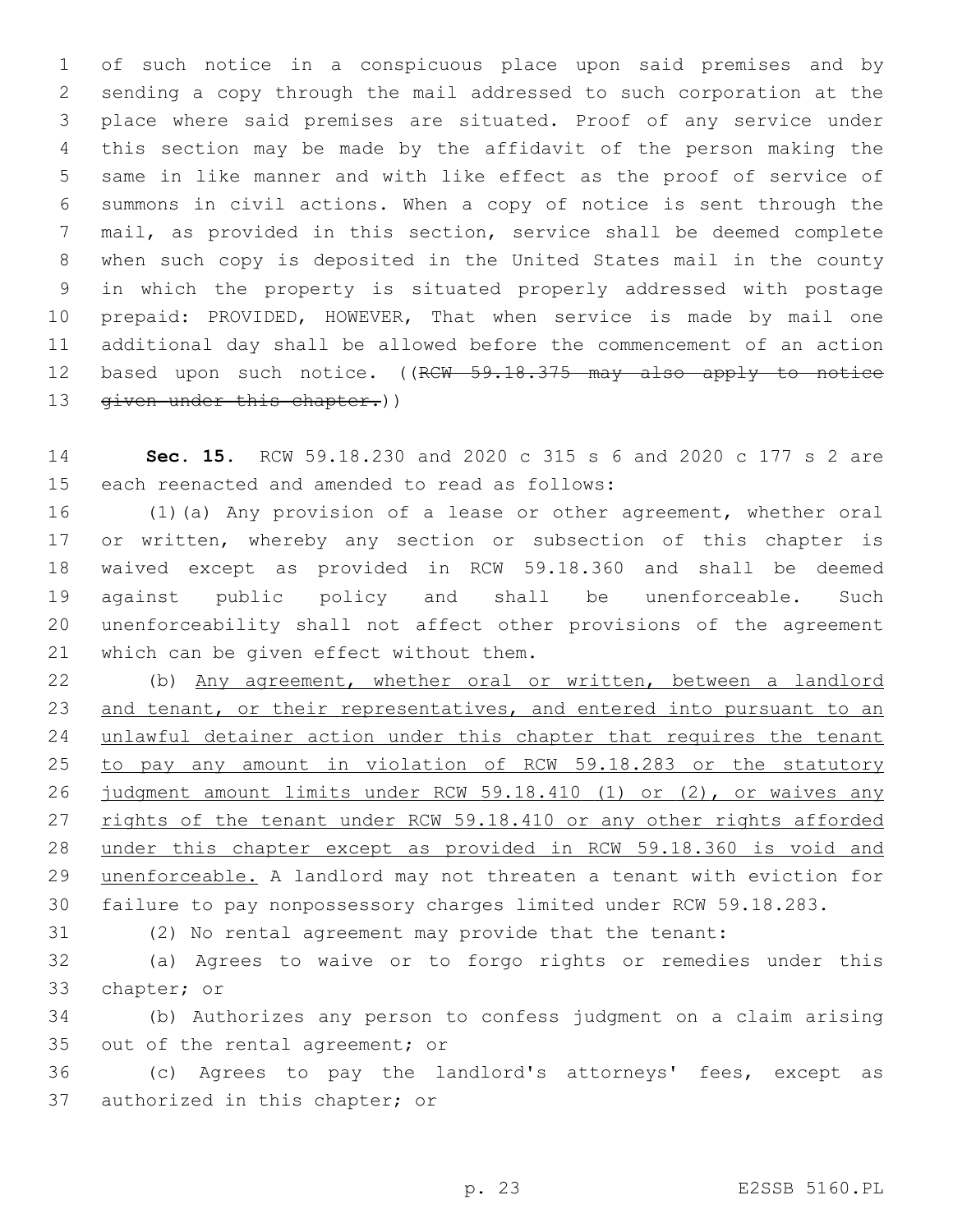of such notice in a conspicuous place upon said premises and by sending a copy through the mail addressed to such corporation at the place where said premises are situated. Proof of any service under this section may be made by the affidavit of the person making the same in like manner and with like effect as the proof of service of summons in civil actions. When a copy of notice is sent through the mail, as provided in this section, service shall be deemed complete when such copy is deposited in the United States mail in the county in which the property is situated properly addressed with postage prepaid: PROVIDED, HOWEVER, That when service is made by mail one additional day shall be allowed before the commencement of an action based upon such notice. ((~~RCW 59.18.375 may also apply to notice given under this chapter.~~))

**Sec. 15.** RCW 59.18.230 and 2020 c 315 s 6 and 2020 c 177 s 2 are each reenacted and amended to read as follows:

(1)(a) Any provision of a lease or other agreement, whether oral or written, whereby any section or subsection of this chapter is waived except as provided in RCW 59.18.360 and shall be deemed against public policy and shall be unenforceable. Such unenforceability shall not affect other provisions of the agreement which can be given effect without them.

(b) <u>Any agreement, whether oral or written, between a landlord and tenant, or their representatives, and entered into pursuant to an unlawful detainer action under this chapter that requires the tenant to pay any amount in violation of RCW 59.18.283 or the statutory judgment amount limits under RCW 59.18.410 (1) or (2), or waives any rights of the tenant under RCW 59.18.410 or any other rights afforded under this chapter except as provided in RCW 59.18.360 is void and unenforceable.</u> A landlord may not threaten a tenant with eviction for failure to pay nonpossessory charges limited under RCW 59.18.283.

(2) No rental agreement may provide that the tenant:

(a) Agrees to waive or to forgo rights or remedies under this chapter; or

(b) Authorizes any person to confess judgment on a claim arising out of the rental agreement; or

(c) Agrees to pay the landlord's attorneys' fees, except as authorized in this chapter; or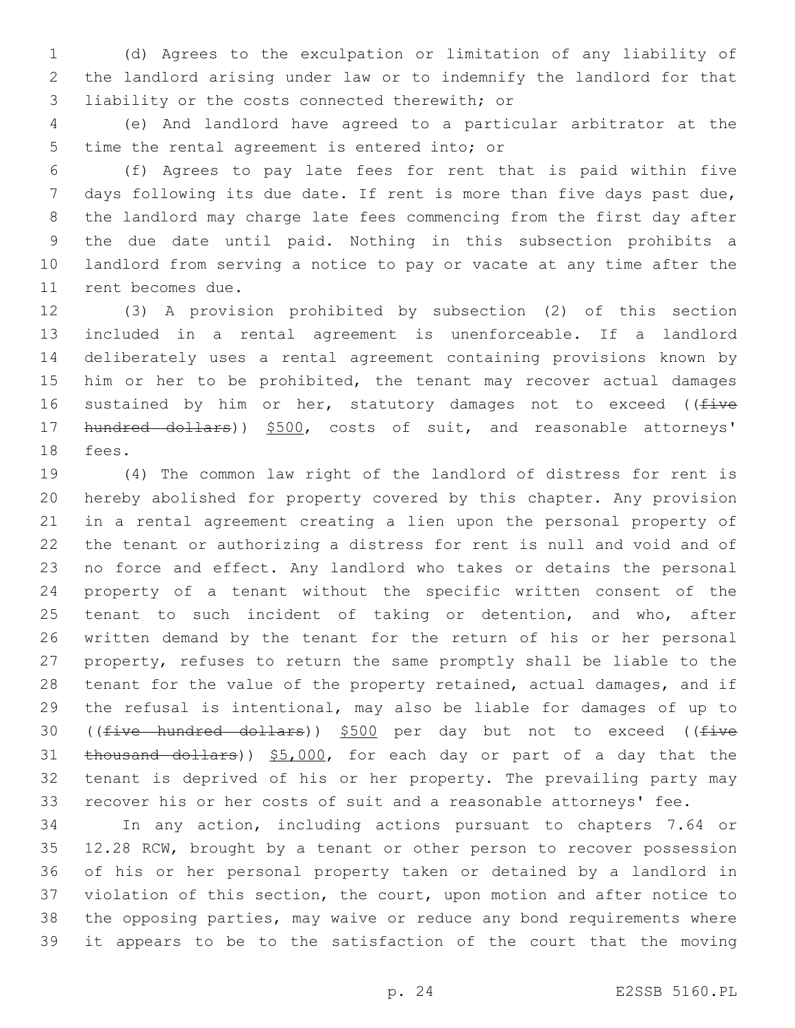(d) Agrees to the exculpation or limitation of any liability of the landlord arising under law or to indemnify the landlord for that liability or the costs connected therewith; or

(e) And landlord have agreed to a particular arbitrator at the time the rental agreement is entered into; or

(f) Agrees to pay late fees for rent that is paid within five days following its due date. If rent is more than five days past due, the landlord may charge late fees commencing from the first day after the due date until paid. Nothing in this subsection prohibits a landlord from serving a notice to pay or vacate at any time after the rent becomes due.

(3) A provision prohibited by subsection (2) of this section included in a rental agreement is unenforceable. If a landlord deliberately uses a rental agreement containing provisions known by him or her to be prohibited, the tenant may recover actual damages sustained by him or her, statutory damages not to exceed ((~~five hundred dollars~~)) <u>$500</u>, costs of suit, and reasonable attorneys' fees.

(4) The common law right of the landlord of distress for rent is hereby abolished for property covered by this chapter. Any provision in a rental agreement creating a lien upon the personal property of the tenant or authorizing a distress for rent is null and void and of no force and effect. Any landlord who takes or detains the personal property of a tenant without the specific written consent of the tenant to such incident of taking or detention, and who, after written demand by the tenant for the return of his or her personal property, refuses to return the same promptly shall be liable to the tenant for the value of the property retained, actual damages, and if the refusal is intentional, may also be liable for damages of up to ((~~five hundred dollars~~)) <u>$500</u> per day but not to exceed ((~~five thousand dollars~~)) <u>$5,000</u>, for each day or part of a day that the tenant is deprived of his or her property. The prevailing party may recover his or her costs of suit and a reasonable attorneys' fee.

In any action, including actions pursuant to chapters 7.64 or 12.28 RCW, brought by a tenant or other person to recover possession of his or her personal property taken or detained by a landlord in violation of this section, the court, upon motion and after notice to the opposing parties, may waive or reduce any bond requirements where it appears to be to the satisfaction of the court that the moving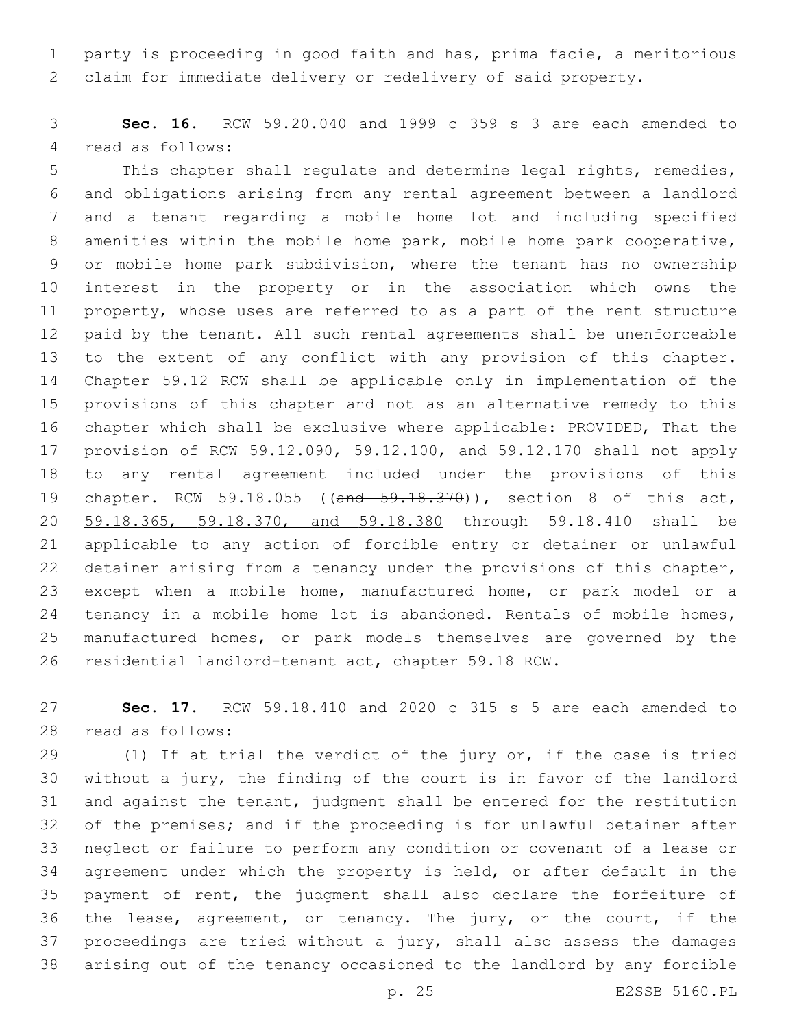party is proceeding in good faith and has, prima facie, a meritorious claim for immediate delivery or redelivery of said property.

**Sec. 16.** RCW 59.20.040 and 1999 c 359 s 3 are each amended to read as follows:

This chapter shall regulate and determine legal rights, remedies, and obligations arising from any rental agreement between a landlord and a tenant regarding a mobile home lot and including specified amenities within the mobile home park, mobile home park cooperative, or mobile home park subdivision, where the tenant has no ownership interest in the property or in the association which owns the property, whose uses are referred to as a part of the rent structure paid by the tenant. All such rental agreements shall be unenforceable to the extent of any conflict with any provision of this chapter. Chapter 59.12 RCW shall be applicable only in implementation of the provisions of this chapter and not as an alternative remedy to this chapter which shall be exclusive where applicable: PROVIDED, That the provision of RCW 59.12.090, 59.12.100, and 59.12.170 shall not apply to any rental agreement included under the provisions of this chapter. RCW 59.18.055 ((~~and 59.18.370~~)), section 8 of this act, 59.18.365, 59.18.370, and 59.18.380 through 59.18.410 shall be applicable to any action of forcible entry or detainer or unlawful detainer arising from a tenancy under the provisions of this chapter, except when a mobile home, manufactured home, or park model or a tenancy in a mobile home lot is abandoned. Rentals of mobile homes, manufactured homes, or park models themselves are governed by the residential landlord-tenant act, chapter 59.18 RCW.

**Sec. 17.** RCW 59.18.410 and 2020 c 315 s 5 are each amended to read as follows:

(1) If at trial the verdict of the jury or, if the case is tried without a jury, the finding of the court is in favor of the landlord and against the tenant, judgment shall be entered for the restitution of the premises; and if the proceeding is for unlawful detainer after neglect or failure to perform any condition or covenant of a lease or agreement under which the property is held, or after default in the payment of rent, the judgment shall also declare the forfeiture of the lease, agreement, or tenancy. The jury, or the court, if the proceedings are tried without a jury, shall also assess the damages arising out of the tenancy occasioned to the landlord by any forcible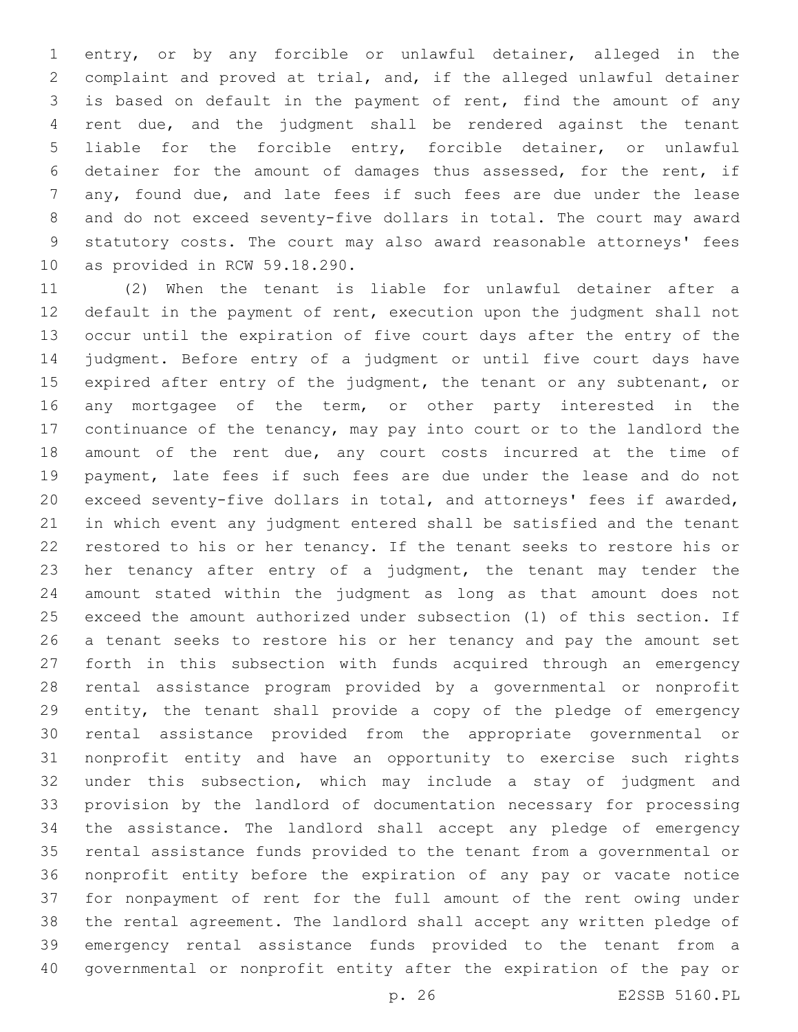entry, or by any forcible or unlawful detainer, alleged in the complaint and proved at trial, and, if the alleged unlawful detainer is based on default in the payment of rent, find the amount of any rent due, and the judgment shall be rendered against the tenant liable for the forcible entry, forcible detainer, or unlawful detainer for the amount of damages thus assessed, for the rent, if any, found due, and late fees if such fees are due under the lease and do not exceed seventy-five dollars in total. The court may award statutory costs. The court may also award reasonable attorneys' fees as provided in RCW 59.18.290.

(2) When the tenant is liable for unlawful detainer after a default in the payment of rent, execution upon the judgment shall not occur until the expiration of five court days after the entry of the judgment. Before entry of a judgment or until five court days have expired after entry of the judgment, the tenant or any subtenant, or any mortgagee of the term, or other party interested in the continuance of the tenancy, may pay into court or to the landlord the amount of the rent due, any court costs incurred at the time of payment, late fees if such fees are due under the lease and do not exceed seventy-five dollars in total, and attorneys' fees if awarded, in which event any judgment entered shall be satisfied and the tenant restored to his or her tenancy. If the tenant seeks to restore his or her tenancy after entry of a judgment, the tenant may tender the amount stated within the judgment as long as that amount does not exceed the amount authorized under subsection (1) of this section. If a tenant seeks to restore his or her tenancy and pay the amount set forth in this subsection with funds acquired through an emergency rental assistance program provided by a governmental or nonprofit entity, the tenant shall provide a copy of the pledge of emergency rental assistance provided from the appropriate governmental or nonprofit entity and have an opportunity to exercise such rights under this subsection, which may include a stay of judgment and provision by the landlord of documentation necessary for processing the assistance. The landlord shall accept any pledge of emergency rental assistance funds provided to the tenant from a governmental or nonprofit entity before the expiration of any pay or vacate notice for nonpayment of rent for the full amount of the rent owing under the rental agreement. The landlord shall accept any written pledge of emergency rental assistance funds provided to the tenant from a governmental or nonprofit entity after the expiration of the pay or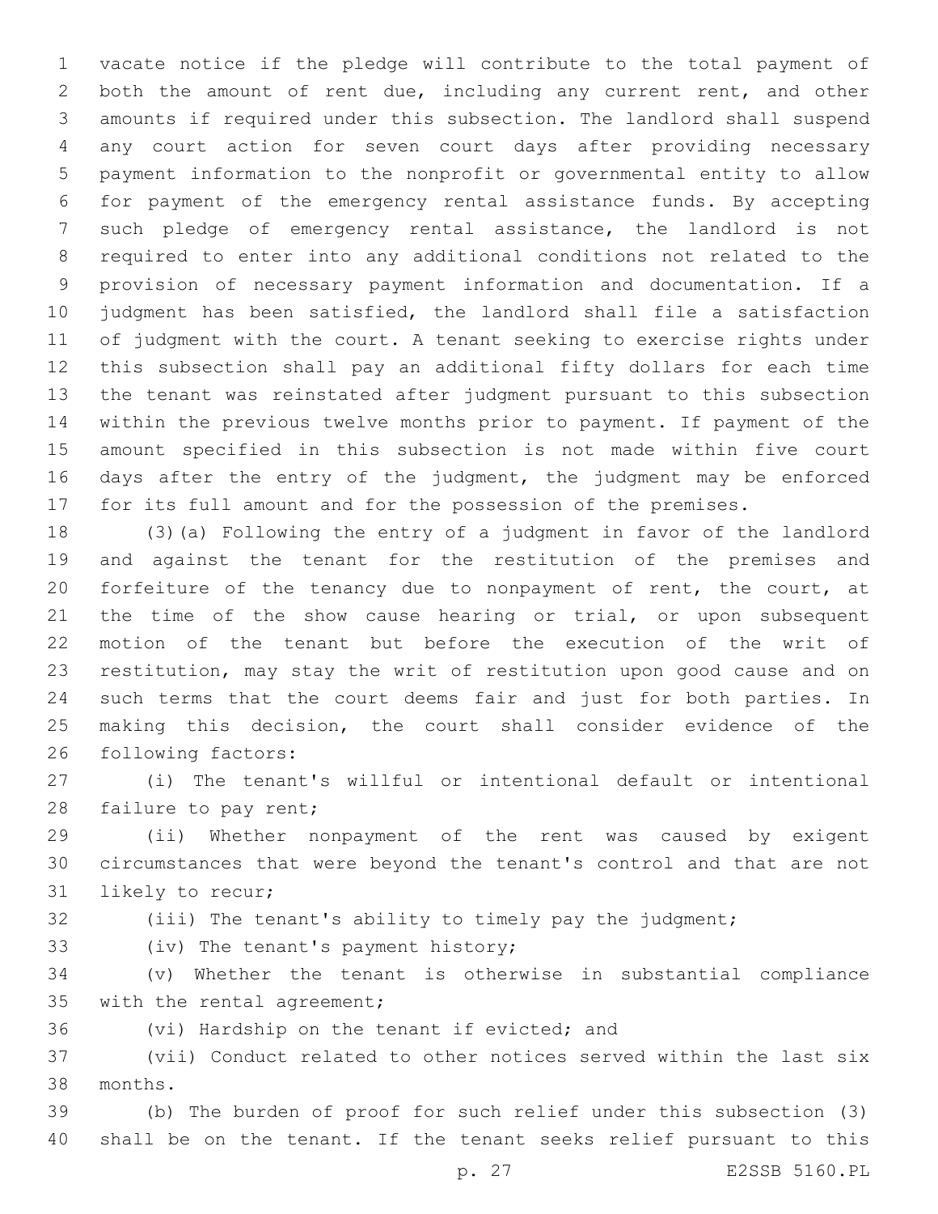vacate notice if the pledge will contribute to the total payment of both the amount of rent due, including any current rent, and other amounts if required under this subsection. The landlord shall suspend any court action for seven court days after providing necessary payment information to the nonprofit or governmental entity to allow for payment of the emergency rental assistance funds. By accepting such pledge of emergency rental assistance, the landlord is not required to enter into any additional conditions not related to the provision of necessary payment information and documentation. If a judgment has been satisfied, the landlord shall file a satisfaction of judgment with the court. A tenant seeking to exercise rights under this subsection shall pay an additional fifty dollars for each time the tenant was reinstated after judgment pursuant to this subsection within the previous twelve months prior to payment. If payment of the amount specified in this subsection is not made within five court days after the entry of the judgment, the judgment may be enforced for its full amount and for the possession of the premises.

(3)(a) Following the entry of a judgment in favor of the landlord and against the tenant for the restitution of the premises and forfeiture of the tenancy due to nonpayment of rent, the court, at the time of the show cause hearing or trial, or upon subsequent motion of the tenant but before the execution of the writ of restitution, may stay the writ of restitution upon good cause and on such terms that the court deems fair and just for both parties. In making this decision, the court shall consider evidence of the following factors:

(i) The tenant's willful or intentional default or intentional failure to pay rent;

(ii) Whether nonpayment of the rent was caused by exigent circumstances that were beyond the tenant's control and that are not likely to recur;

(iii) The tenant's ability to timely pay the judgment;

(iv) The tenant's payment history;

(v) Whether the tenant is otherwise in substantial compliance with the rental agreement;

(vi) Hardship on the tenant if evicted; and

(vii) Conduct related to other notices served within the last six months.

(b) The burden of proof for such relief under this subsection (3) shall be on the tenant. If the tenant seeks relief pursuant to this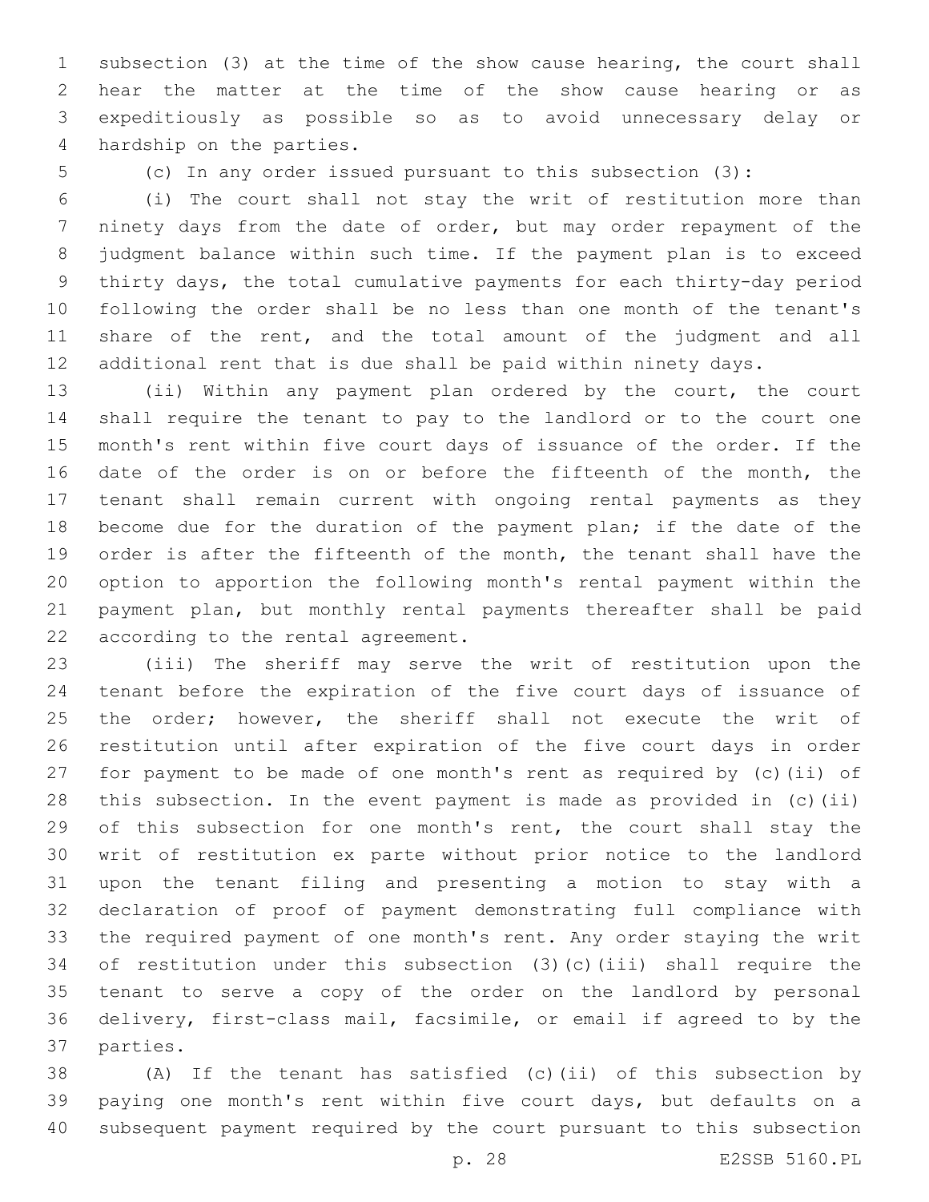subsection (3) at the time of the show cause hearing, the court shall hear the matter at the time of the show cause hearing or as expeditiously as possible so as to avoid unnecessary delay or hardship on the parties.

(c) In any order issued pursuant to this subsection (3):

(i) The court shall not stay the writ of restitution more than ninety days from the date of order, but may order repayment of the judgment balance within such time. If the payment plan is to exceed thirty days, the total cumulative payments for each thirty-day period following the order shall be no less than one month of the tenant's share of the rent, and the total amount of the judgment and all additional rent that is due shall be paid within ninety days.

(ii) Within any payment plan ordered by the court, the court shall require the tenant to pay to the landlord or to the court one month's rent within five court days of issuance of the order. If the date of the order is on or before the fifteenth of the month, the tenant shall remain current with ongoing rental payments as they become due for the duration of the payment plan; if the date of the order is after the fifteenth of the month, the tenant shall have the option to apportion the following month's rental payment within the payment plan, but monthly rental payments thereafter shall be paid according to the rental agreement.

(iii) The sheriff may serve the writ of restitution upon the tenant before the expiration of the five court days of issuance of the order; however, the sheriff shall not execute the writ of restitution until after expiration of the five court days in order for payment to be made of one month's rent as required by (c)(ii) of this subsection. In the event payment is made as provided in (c)(ii) of this subsection for one month's rent, the court shall stay the writ of restitution ex parte without prior notice to the landlord upon the tenant filing and presenting a motion to stay with a declaration of proof of payment demonstrating full compliance with the required payment of one month's rent. Any order staying the writ of restitution under this subsection (3)(c)(iii) shall require the tenant to serve a copy of the order on the landlord by personal delivery, first-class mail, facsimile, or email if agreed to by the parties.

(A) If the tenant has satisfied (c)(ii) of this subsection by paying one month's rent within five court days, but defaults on a subsequent payment required by the court pursuant to this subsection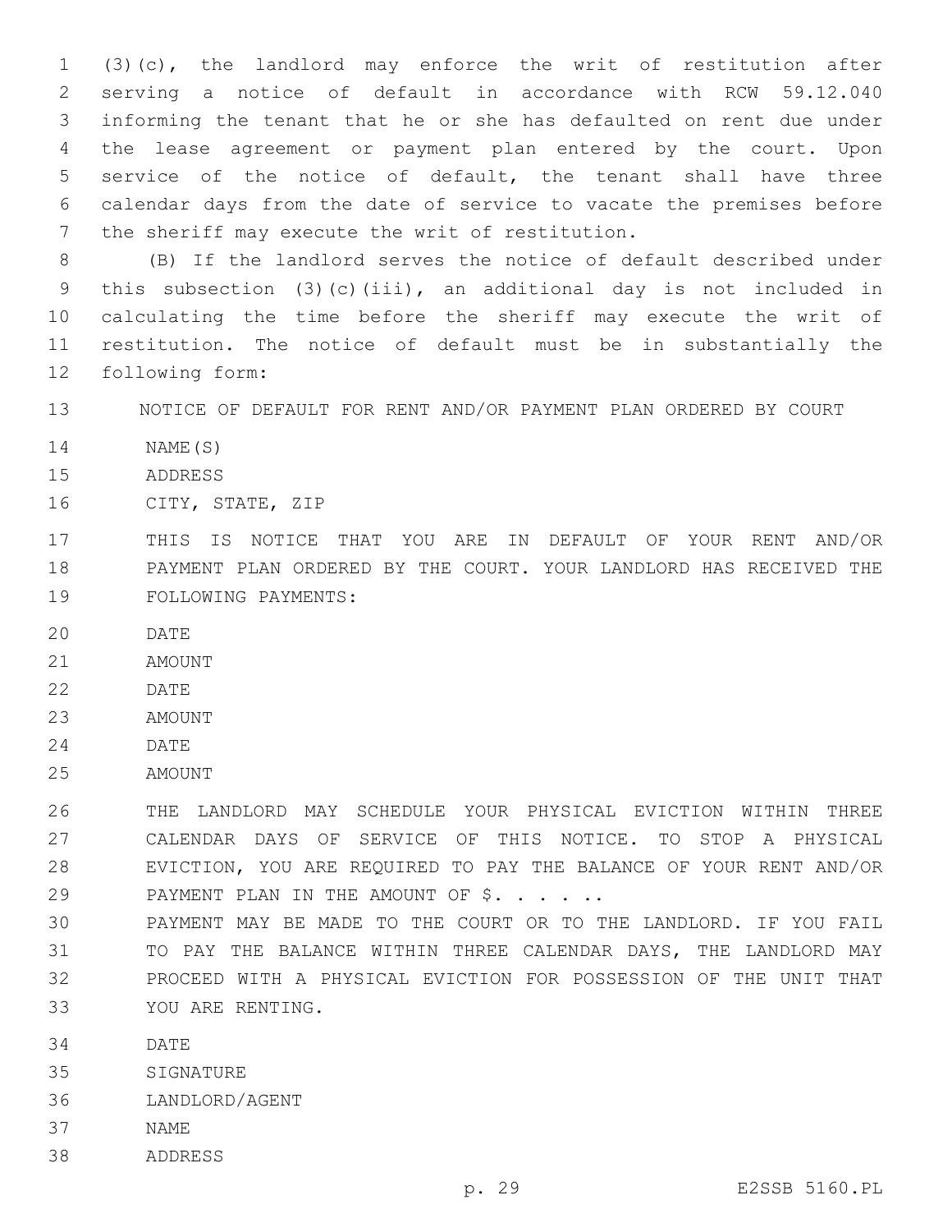(3)(c), the landlord may enforce the writ of restitution after serving a notice of default in accordance with RCW 59.12.040 informing the tenant that he or she has defaulted on rent due under the lease agreement or payment plan entered by the court. Upon service of the notice of default, the tenant shall have three calendar days from the date of service to vacate the premises before the sheriff may execute the writ of restitution.

(B) If the landlord serves the notice of default described under this subsection (3)(c)(iii), an additional day is not included in calculating the time before the sheriff may execute the writ of restitution. The notice of default must be in substantially the following form:

NOTICE OF DEFAULT FOR RENT AND/OR PAYMENT PLAN ORDERED BY COURT

NAME(S)

ADDRESS

CITY, STATE, ZIP

THIS IS NOTICE THAT YOU ARE IN DEFAULT OF YOUR RENT AND/OR PAYMENT PLAN ORDERED BY THE COURT. YOUR LANDLORD HAS RECEIVED THE FOLLOWING PAYMENTS:

DATE

AMOUNT

DATE

AMOUNT

DATE

AMOUNT

THE LANDLORD MAY SCHEDULE YOUR PHYSICAL EVICTION WITHIN THREE CALENDAR DAYS OF SERVICE OF THIS NOTICE. TO STOP A PHYSICAL EVICTION, YOU ARE REQUIRED TO PAY THE BALANCE OF YOUR RENT AND/OR PAYMENT PLAN IN THE AMOUNT OF $. . . . . ..

PAYMENT MAY BE MADE TO THE COURT OR TO THE LANDLORD. IF YOU FAIL TO PAY THE BALANCE WITHIN THREE CALENDAR DAYS, THE LANDLORD MAY PROCEED WITH A PHYSICAL EVICTION FOR POSSESSION OF THE UNIT THAT YOU ARE RENTING.

DATE

SIGNATURE

LANDLORD/AGENT

NAME

ADDRESS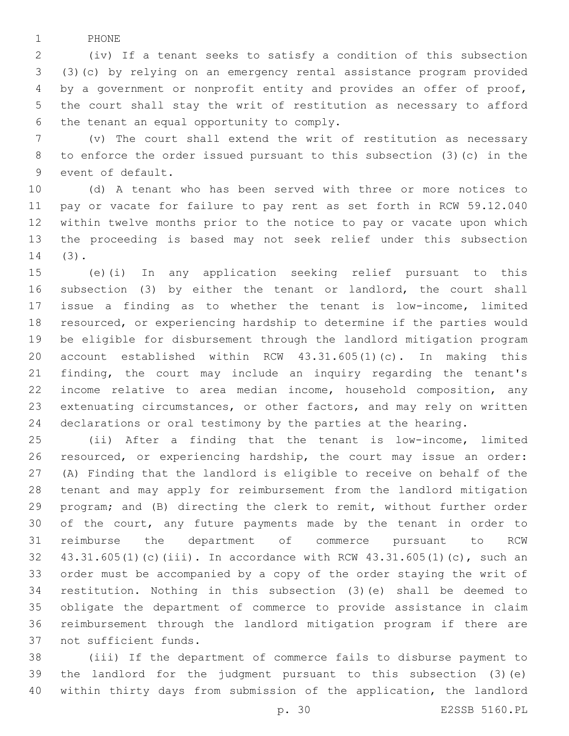PHONE

(iv) If a tenant seeks to satisfy a condition of this subsection (3)(c) by relying on an emergency rental assistance program provided by a government or nonprofit entity and provides an offer of proof, the court shall stay the writ of restitution as necessary to afford the tenant an equal opportunity to comply.

(v) The court shall extend the writ of restitution as necessary to enforce the order issued pursuant to this subsection (3)(c) in the event of default.

(d) A tenant who has been served with three or more notices to pay or vacate for failure to pay rent as set forth in RCW 59.12.040 within twelve months prior to the notice to pay or vacate upon which the proceeding is based may not seek relief under this subsection (3).

(e)(i) In any application seeking relief pursuant to this subsection (3) by either the tenant or landlord, the court shall issue a finding as to whether the tenant is low-income, limited resourced, or experiencing hardship to determine if the parties would be eligible for disbursement through the landlord mitigation program account established within RCW 43.31.605(1)(c). In making this finding, the court may include an inquiry regarding the tenant's income relative to area median income, household composition, any extenuating circumstances, or other factors, and may rely on written declarations or oral testimony by the parties at the hearing.

(ii) After a finding that the tenant is low-income, limited resourced, or experiencing hardship, the court may issue an order: (A) Finding that the landlord is eligible to receive on behalf of the tenant and may apply for reimbursement from the landlord mitigation program; and (B) directing the clerk to remit, without further order of the court, any future payments made by the tenant in order to reimburse the department of commerce pursuant to RCW 43.31.605(1)(c)(iii). In accordance with RCW 43.31.605(1)(c), such an order must be accompanied by a copy of the order staying the writ of restitution. Nothing in this subsection (3)(e) shall be deemed to obligate the department of commerce to provide assistance in claim reimbursement through the landlord mitigation program if there are not sufficient funds.

(iii) If the department of commerce fails to disburse payment to the landlord for the judgment pursuant to this subsection (3)(e) within thirty days from submission of the application, the landlord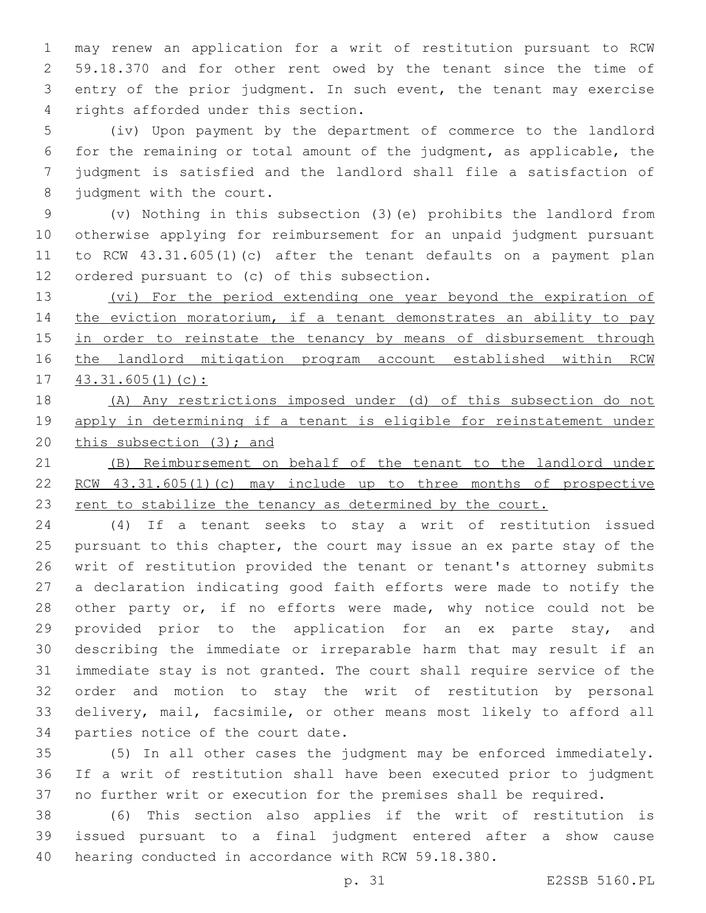may renew an application for a writ of restitution pursuant to RCW 59.18.370 and for other rent owed by the tenant since the time of entry of the prior judgment. In such event, the tenant may exercise rights afforded under this section.

(iv) Upon payment by the department of commerce to the landlord for the remaining or total amount of the judgment, as applicable, the judgment is satisfied and the landlord shall file a satisfaction of judgment with the court.

(v) Nothing in this subsection (3)(e) prohibits the landlord from otherwise applying for reimbursement for an unpaid judgment pursuant to RCW 43.31.605(1)(c) after the tenant defaults on a payment plan ordered pursuant to (c) of this subsection.

<u>(vi) For the period extending one year beyond the expiration of the eviction moratorium, if a tenant demonstrates an ability to pay in order to reinstate the tenancy by means of disbursement through the landlord mitigation program account established within RCW 43.31.605(1)(c):</u>

<u>(A) Any restrictions imposed under (d) of this subsection do not apply in determining if a tenant is eligible for reinstatement under this subsection (3); and</u>

<u>(B) Reimbursement on behalf of the tenant to the landlord under RCW 43.31.605(1)(c) may include up to three months of prospective rent to stabilize the tenancy as determined by the court.</u>

(4) If a tenant seeks to stay a writ of restitution issued pursuant to this chapter, the court may issue an ex parte stay of the writ of restitution provided the tenant or tenant's attorney submits a declaration indicating good faith efforts were made to notify the other party or, if no efforts were made, why notice could not be provided prior to the application for an ex parte stay, and describing the immediate or irreparable harm that may result if an immediate stay is not granted. The court shall require service of the order and motion to stay the writ of restitution by personal delivery, mail, facsimile, or other means most likely to afford all parties notice of the court date.

(5) In all other cases the judgment may be enforced immediately. If a writ of restitution shall have been executed prior to judgment no further writ or execution for the premises shall be required.

(6) This section also applies if the writ of restitution is issued pursuant to a final judgment entered after a show cause hearing conducted in accordance with RCW 59.18.380.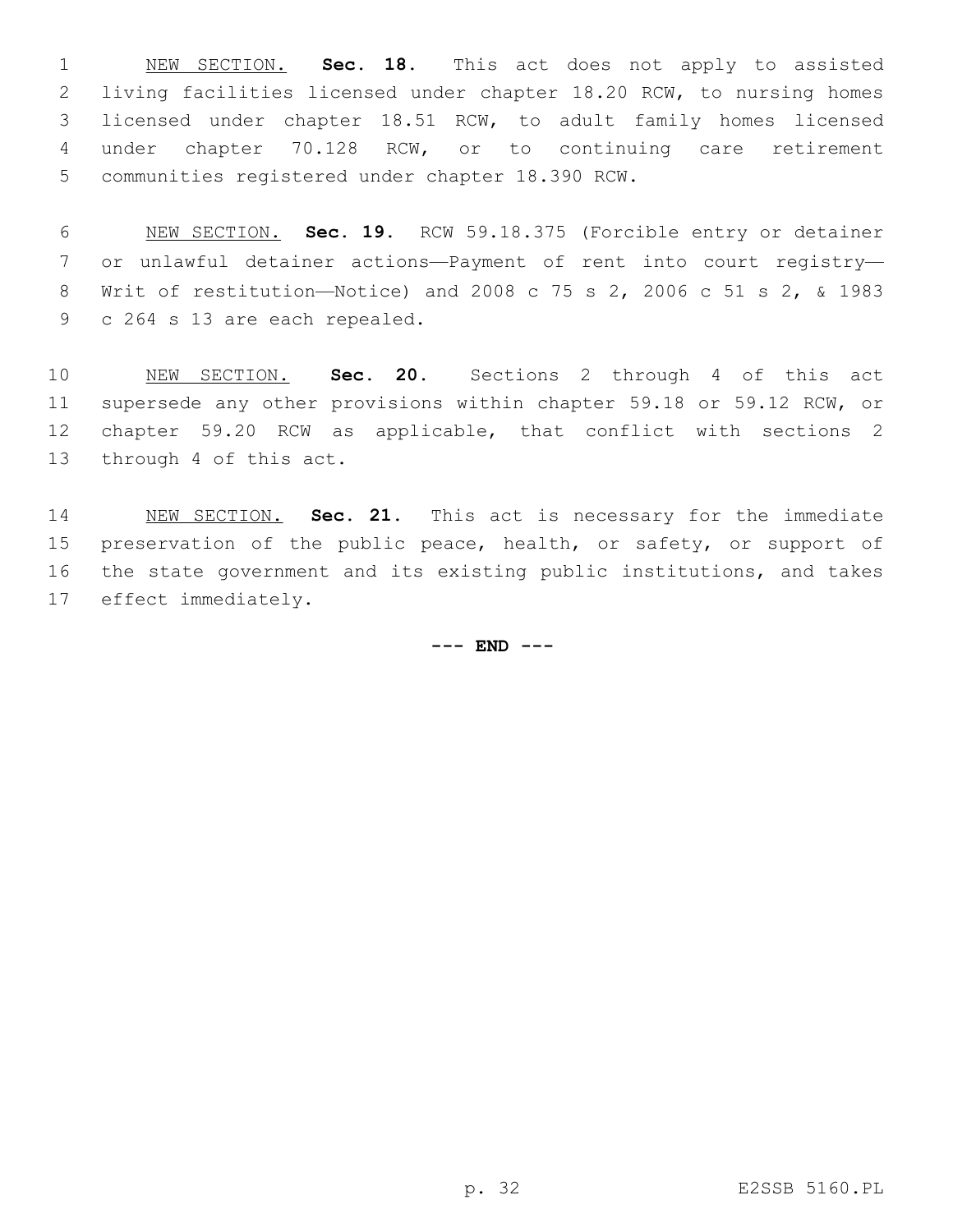NEW SECTION. **Sec. 18.** This act does not apply to assisted living facilities licensed under chapter 18.20 RCW, to nursing homes licensed under chapter 18.51 RCW, to adult family homes licensed under chapter 70.128 RCW, or to continuing care retirement communities registered under chapter 18.390 RCW.

NEW SECTION. **Sec. 19.** RCW 59.18.375 (Forcible entry or detainer or unlawful detainer actions—Payment of rent into court registry—Writ of restitution—Notice) and 2008 c 75 s 2, 2006 c 51 s 2, & 1983 c 264 s 13 are each repealed.

NEW SECTION. **Sec. 20.** Sections 2 through 4 of this act supersede any other provisions within chapter 59.18 or 59.12 RCW, or chapter 59.20 RCW as applicable, that conflict with sections 2 through 4 of this act.

NEW SECTION. **Sec. 21.** This act is necessary for the immediate preservation of the public peace, health, or safety, or support of the state government and its existing public institutions, and takes effect immediately.

**--- END ---**